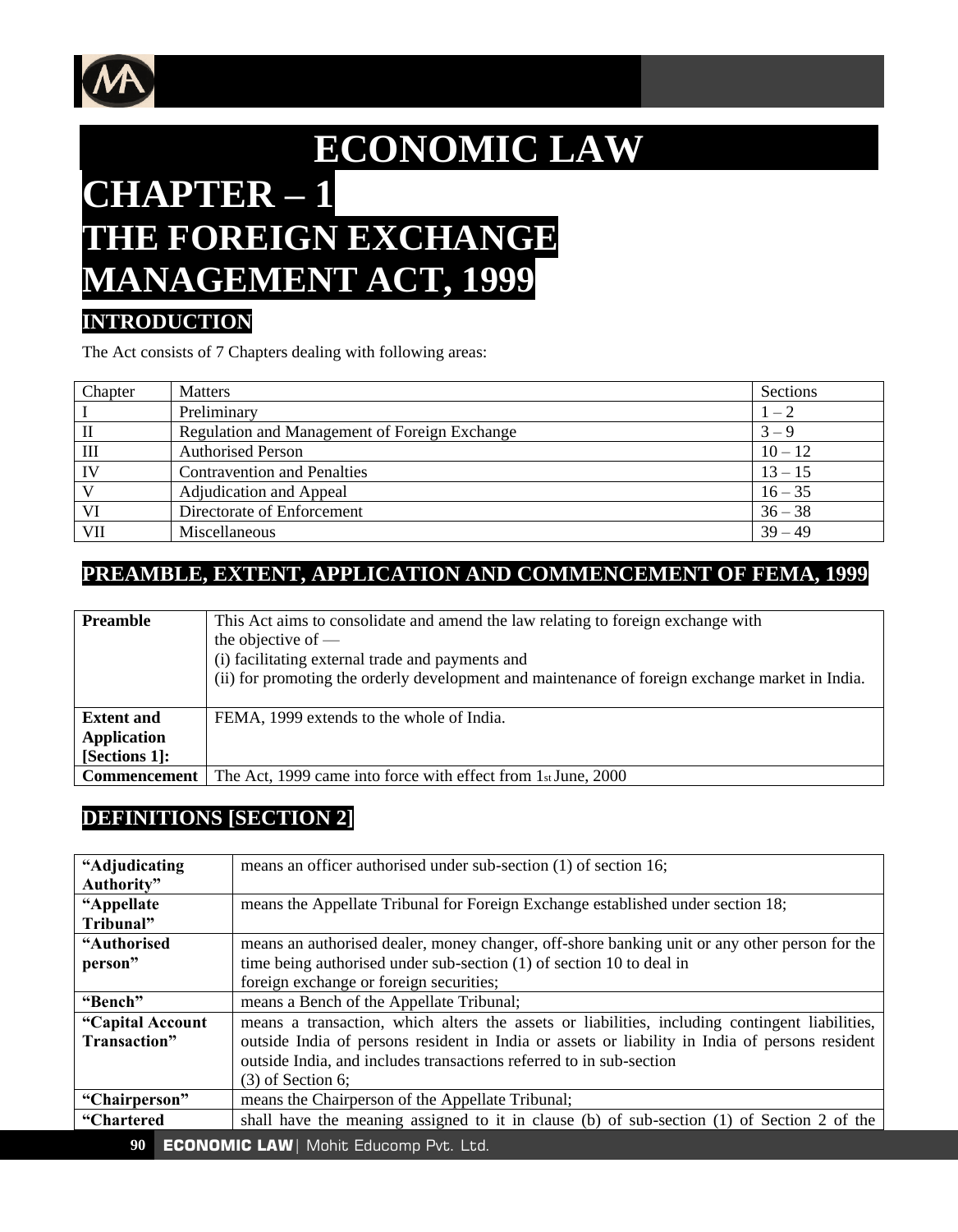# ECONOMIC LAW

# CHAPTER – 1
# THE FOREIGN EXCHANGE MANAGEMENT ACT, 1999

## INTRODUCTION

The Act consists of 7 Chapters dealing with following areas:

| Chapter | Matters | Sections |
|---|---|---|
| I | Preliminary | 1 – 2 |
| II | Regulation and Management of Foreign Exchange | 3 – 9 |
| III | Authorised Person | 10 – 12 |
| IV | Contravention and Penalties | 13 – 15 |
| V | Adjudication and Appeal | 16 – 35 |
| VI | Directorate of Enforcement | 36 – 38 |
| VII | Miscellaneous | 39 – 49 |

## PREAMBLE, EXTENT, APPLICATION AND COMMENCEMENT OF FEMA, 1999

| | |
|---|---|
| **Preamble** | This Act aims to consolidate and amend the law relating to foreign exchange with the objective of —<br>(i) facilitating external trade and payments and<br>(ii) for promoting the orderly development and maintenance of foreign exchange market in India. |
| **Extent and Application [Sections 1]:** | FEMA, 1999 extends to the whole of India. |
| **Commencement** | The Act, 1999 came into force with effect from 1st June, 2000 |

## DEFINITIONS [SECTION 2]

| | |
|---|---|
| **"Adjudicating Authority"** | means an officer authorised under sub-section (1) of section 16; |
| **"Appellate Tribunal"** | means the Appellate Tribunal for Foreign Exchange established under section 18; |
| **"Authorised person"** | means an authorised dealer, money changer, off-shore banking unit or any other person for the time being authorised under sub-section (1) of section 10 to deal in foreign exchange or foreign securities; |
| **"Bench"** | means a Bench of the Appellate Tribunal; |
| **"Capital Account Transaction"** | means a transaction, which alters the assets or liabilities, including contingent liabilities, outside India of persons resident in India or assets or liability in India of persons resident outside India, and includes transactions referred to in sub-section (3) of Section 6; |
| **"Chairperson"** | means the Chairperson of the Appellate Tribunal; |
| **"Chartered** | shall have the meaning assigned to it in clause (b) of sub-section (1) of Section 2 of the |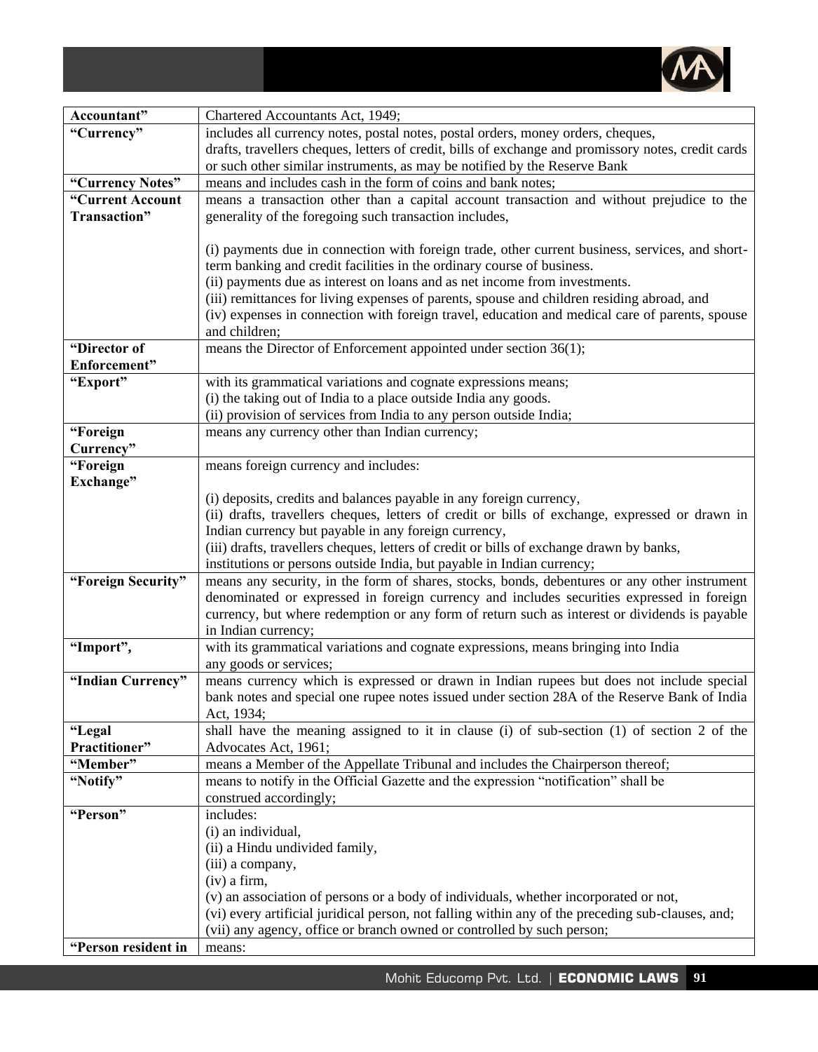| | |
|---|---|
| Accountant" | Chartered Accountants Act, 1949; |
| **"Currency"** | includes all currency notes, postal notes, postal orders, money orders, cheques, drafts, travellers cheques, letters of credit, bills of exchange and promissory notes, credit cards or such other similar instruments, as may be notified by the Reserve Bank |
| **"Currency Notes"** | means and includes cash in the form of coins and bank notes; |
| **"Current Account Transaction"** | means a transaction other than a capital account transaction and without prejudice to the generality of the foregoing such transaction includes,<br><br>(i) payments due in connection with foreign trade, other current business, services, and short-term banking and credit facilities in the ordinary course of business.<br>(ii) payments due as interest on loans and as net income from investments.<br>(iii) remittances for living expenses of parents, spouse and children residing abroad, and<br>(iv) expenses in connection with foreign travel, education and medical care of parents, spouse and children; |
| **"Director of Enforcement"** | means the Director of Enforcement appointed under section 36(1); |
| **"Export"** | with its grammatical variations and cognate expressions means;<br>(i) the taking out of India to a place outside India any goods.<br>(ii) provision of services from India to any person outside India; |
| **"Foreign Currency"** | means any currency other than Indian currency; |
| **"Foreign Exchange"** | means foreign currency and includes:<br><br>(i) deposits, credits and balances payable in any foreign currency,<br>(ii) drafts, travellers cheques, letters of credit or bills of exchange, expressed or drawn in Indian currency but payable in any foreign currency,<br>(iii) drafts, travellers cheques, letters of credit or bills of exchange drawn by banks, institutions or persons outside India, but payable in Indian currency; |
| **"Foreign Security"** | means any security, in the form of shares, stocks, bonds, debentures or any other instrument denominated or expressed in foreign currency and includes securities expressed in foreign currency, but where redemption or any form of return such as interest or dividends is payable in Indian currency; |
| **"Import",** | with its grammatical variations and cognate expressions, means bringing into India any goods or services; |
| **"Indian Currency"** | means currency which is expressed or drawn in Indian rupees but does not include special bank notes and special one rupee notes issued under section 28A of the Reserve Bank of India Act, 1934; |
| **"Legal Practitioner"** | shall have the meaning assigned to it in clause (i) of sub-section (1) of section 2 of the Advocates Act, 1961; |
| **"Member"** | means a Member of the Appellate Tribunal and includes the Chairperson thereof; |
| **"Notify"** | means to notify in the Official Gazette and the expression "notification" shall be construed accordingly; |
| **"Person"** | includes:<br>(i) an individual,<br>(ii) a Hindu undivided family,<br>(iii) a company,<br>(iv) a firm,<br>(v) an association of persons or a body of individuals, whether incorporated or not,<br>(vi) every artificial juridical person, not falling within any of the preceding sub-clauses, and;<br>(vii) any agency, office or branch owned or controlled by such person; |
| **"Person resident in** | means: |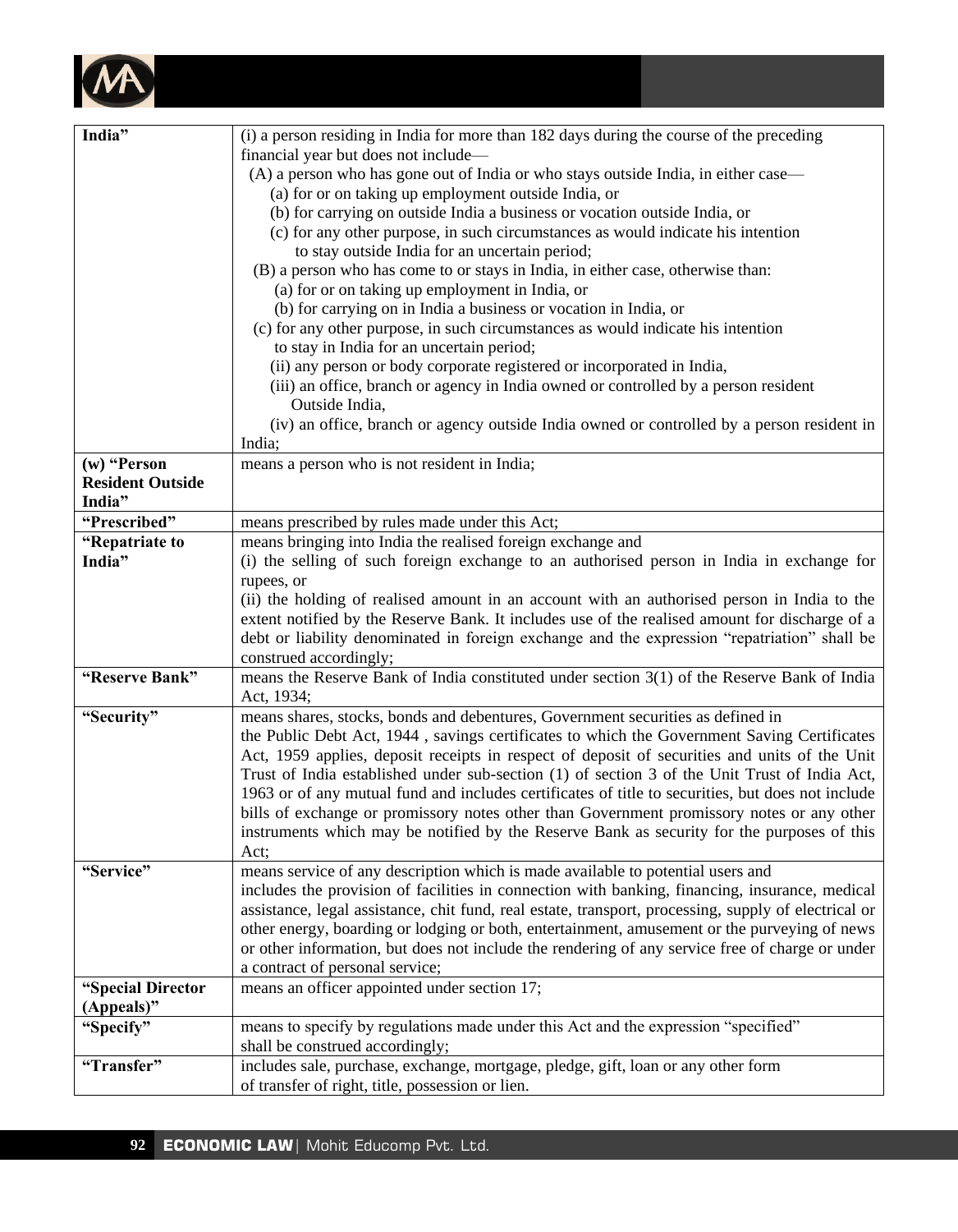| | |
|---|---|
| **India"** | (i) a person residing in India for more than 182 days during the course of the preceding financial year but does not include—<br>(A) a person who has gone out of India or who stays outside India, in either case—<br>(a) for or on taking up employment outside India, or<br>(b) for carrying on outside India a business or vocation outside India, or<br>(c) for any other purpose, in such circumstances as would indicate his intention to stay outside India for an uncertain period;<br>(B) a person who has come to or stays in India, in either case, otherwise than:<br>(a) for or on taking up employment in India, or<br>(b) for carrying on in India a business or vocation in India, or<br>(c) for any other purpose, in such circumstances as would indicate his intention to stay in India for an uncertain period;<br>(ii) any person or body corporate registered or incorporated in India,<br>(iii) an office, branch or agency in India owned or controlled by a person resident Outside India,<br>(iv) an office, branch or agency outside India owned or controlled by a person resident in India; |
| **(w) "Person Resident Outside India"** | means a person who is not resident in India; |
| **"Prescribed"** | means prescribed by rules made under this Act; |
| **"Repatriate to India"** | means bringing into India the realised foreign exchange and<br>(i) the selling of such foreign exchange to an authorised person in India in exchange for rupees, or<br>(ii) the holding of realised amount in an account with an authorised person in India to the extent notified by the Reserve Bank. It includes use of the realised amount for discharge of a debt or liability denominated in foreign exchange and the expression "repatriation" shall be construed accordingly; |
| **"Reserve Bank"** | means the Reserve Bank of India constituted under section 3(1) of the Reserve Bank of India Act, 1934; |
| **"Security"** | means shares, stocks, bonds and debentures, Government securities as defined in the Public Debt Act, 1944 , savings certificates to which the Government Saving Certificates Act, 1959 applies, deposit receipts in respect of deposit of securities and units of the Unit Trust of India established under sub-section (1) of section 3 of the Unit Trust of India Act, 1963 or of any mutual fund and includes certificates of title to securities, but does not include bills of exchange or promissory notes other than Government promissory notes or any other instruments which may be notified by the Reserve Bank as security for the purposes of this Act; |
| **"Service"** | means service of any description which is made available to potential users and includes the provision of facilities in connection with banking, financing, insurance, medical assistance, legal assistance, chit fund, real estate, transport, processing, supply of electrical or other energy, boarding or lodging or both, entertainment, amusement or the purveying of news or other information, but does not include the rendering of any service free of charge or under a contract of personal service; |
| **"Special Director (Appeals)"** | means an officer appointed under section 17; |
| **"Specify"** | means to specify by regulations made under this Act and the expression "specified" shall be construed accordingly; |
| **"Transfer"** | includes sale, purchase, exchange, mortgage, pledge, gift, loan or any other form of transfer of right, title, possession or lien. |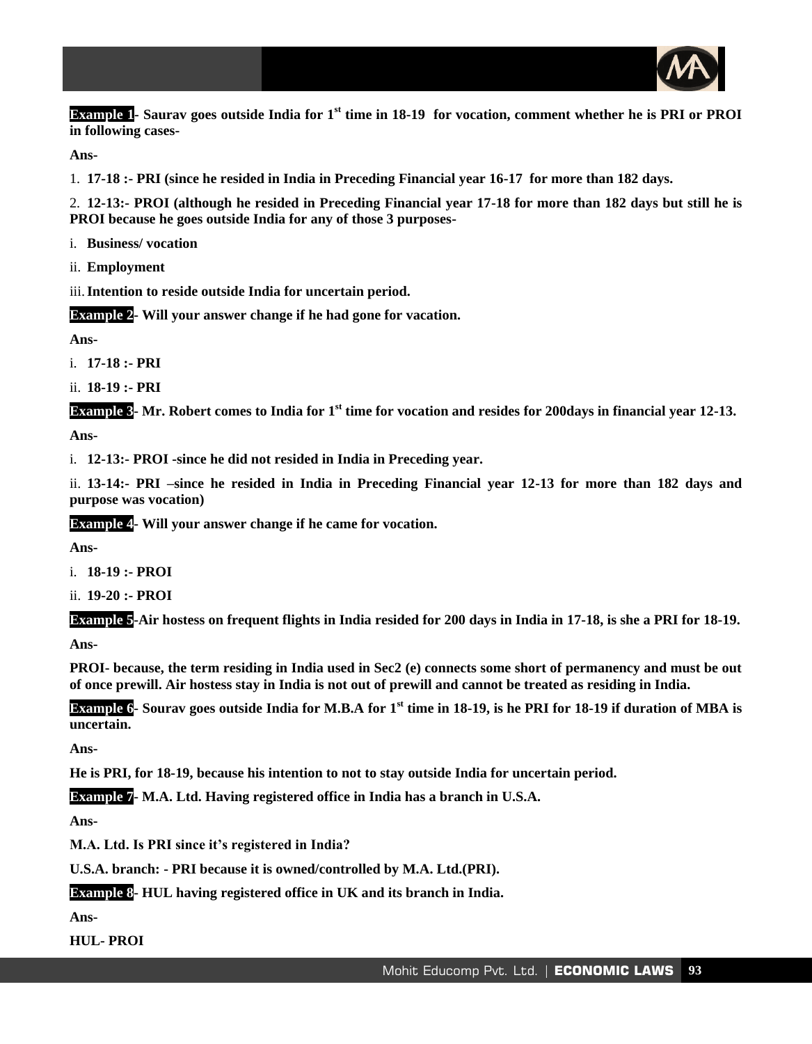**Example 1**- Saurav goes outside India for 1st time in 18-19 for vocation, comment whether he is PRI or PROI in following cases-

**Ans**-

1. **17-18 :- PRI (since he resided in India in Preceding Financial year 16-17 for more than 182 days.**

2. **12-13:- PROI (although he resided in Preceding Financial year 17-18 for more than 182 days but still he is PROI because he goes outside India for any of those 3 purposes-**

i. **Business/ vocation**

ii. **Employment**

iii. **Intention to reside outside India for uncertain period.**

**Example 2**- Will your answer change if he had gone for vacation.

**Ans-**

i. **17-18 :- PRI**

ii. **18-19 :- PRI**

**Example 3**- Mr. Robert comes to India for 1st time for vocation and resides for 200days in financial year 12-13.

**Ans-**

i. **12-13:- PROI -since he did not resided in India in Preceding year.**

ii. **13-14:- PRI –since he resided in India in Preceding Financial year 12-13 for more than 182 days and purpose was vocation)**

**Example 4**- Will your answer change if he came for vocation.

**Ans-**

i. **18-19 :- PROI**

ii. **19-20 :- PROI**

**Example 5**-Air hostess on frequent flights in India resided for 200 days in India in 17-18, is she a PRI for 18-19.

**Ans**-

**PROI- because, the term residing in India used in Sec2 (e) connects some short of permanency and must be out of once prewill. Air hostess stay in India is not out of prewill and cannot be treated as residing in India.**

**Example 6**- Sourav goes outside India for M.B.A for 1st time in 18-19, is he PRI for 18-19 if duration of MBA is uncertain.

**Ans-**

**He is PRI, for 18-19, because his intention to not to stay outside India for uncertain period.**

**Example 7**- M.A. Ltd. Having registered office in India has a branch in U.S.A.

**Ans-**

**M.A. Ltd. Is PRI since it's registered in India?**

**U.S.A. branch: - PRI because it is owned/controlled by M.A. Ltd.(PRI).**

**Example 8**- HUL having registered office in UK and its branch in India.

**Ans-**

**HUL- PROI**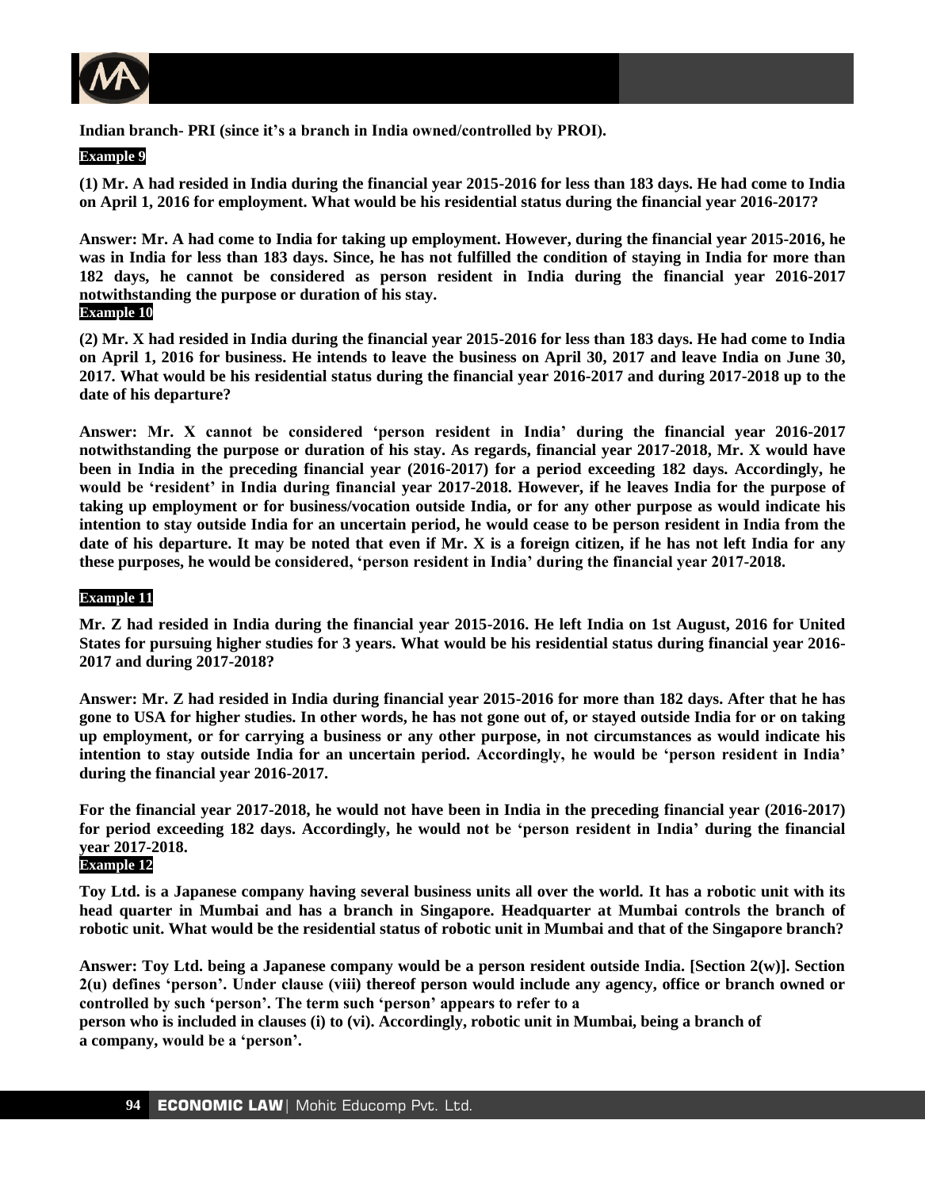**Indian branch- PRI (since it's a branch in India owned/controlled by PROI).**

**Example 9**

**(1) Mr. A had resided in India during the financial year 2015-2016 for less than 183 days. He had come to India on April 1, 2016 for employment. What would be his residential status during the financial year 2016-2017?**

**Answer: Mr. A had come to India for taking up employment. However, during the financial year 2015-2016, he was in India for less than 183 days. Since, he has not fulfilled the condition of staying in India for more than 182 days, he cannot be considered as person resident in India during the financial year 2016-2017 notwithstanding the purpose or duration of his stay.**

**Example 10**

**(2) Mr. X had resided in India during the financial year 2015-2016 for less than 183 days. He had come to India on April 1, 2016 for business. He intends to leave the business on April 30, 2017 and leave India on June 30, 2017. What would be his residential status during the financial year 2016-2017 and during 2017-2018 up to the date of his departure?**

**Answer: Mr. X cannot be considered 'person resident in India' during the financial year 2016-2017 notwithstanding the purpose or duration of his stay. As regards, financial year 2017-2018, Mr. X would have been in India in the preceding financial year (2016-2017) for a period exceeding 182 days. Accordingly, he would be 'resident' in India during financial year 2017-2018. However, if he leaves India for the purpose of taking up employment or for business/vocation outside India, or for any other purpose as would indicate his intention to stay outside India for an uncertain period, he would cease to be person resident in India from the date of his departure. It may be noted that even if Mr. X is a foreign citizen, if he has not left India for any these purposes, he would be considered, 'person resident in India' during the financial year 2017-2018.**

**Example 11**

**Mr. Z had resided in India during the financial year 2015-2016. He left India on 1st August, 2016 for United States for pursuing higher studies for 3 years. What would be his residential status during financial year 2016-2017 and during 2017-2018?**

**Answer: Mr. Z had resided in India during financial year 2015-2016 for more than 182 days. After that he has gone to USA for higher studies. In other words, he has not gone out of, or stayed outside India for or on taking up employment, or for carrying a business or any other purpose, in not circumstances as would indicate his intention to stay outside India for an uncertain period. Accordingly, he would be 'person resident in India' during the financial year 2016-2017.**

**For the financial year 2017-2018, he would not have been in India in the preceding financial year (2016-2017) for period exceeding 182 days. Accordingly, he would not be 'person resident in India' during the financial year 2017-2018.**

**Example 12**

**Toy Ltd. is a Japanese company having several business units all over the world. It has a robotic unit with its head quarter in Mumbai and has a branch in Singapore. Headquarter at Mumbai controls the branch of robotic unit. What would be the residential status of robotic unit in Mumbai and that of the Singapore branch?**

**Answer: Toy Ltd. being a Japanese company would be a person resident outside India. [Section 2(w)]. Section 2(u) defines 'person'. Under clause (viii) thereof person would include any agency, office or branch owned or controlled by such 'person'. The term such 'person' appears to refer to a person who is included in clauses (i) to (vi). Accordingly, robotic unit in Mumbai, being a branch of a company, would be a 'person'.**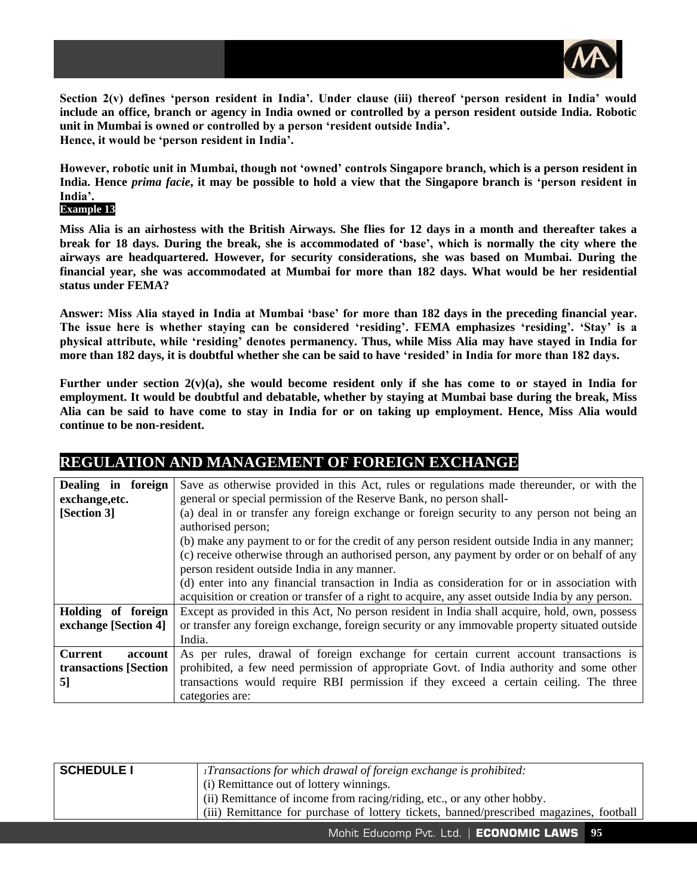**Section 2(v) defines 'person resident in India'. Under clause (iii) thereof 'person resident in India' would include an office, branch or agency in India owned or controlled by a person resident outside India. Robotic unit in Mumbai is owned or controlled by a person 'resident outside India'.**
**Hence, it would be 'person resident in India'.**

**However, robotic unit in Mumbai, though not 'owned' controls Singapore branch, which is a person resident in India. Hence *prima facie*, it may be possible to hold a view that the Singapore branch is 'person resident in India'.**

**Example 13**

**Miss Alia is an airhostess with the British Airways. She flies for 12 days in a month and thereafter takes a break for 18 days. During the break, she is accommodated of 'base', which is normally the city where the airways are headquartered. However, for security considerations, she was based on Mumbai. During the financial year, she was accommodated at Mumbai for more than 182 days. What would be her residential status under FEMA?**

**Answer: Miss Alia stayed in India at Mumbai 'base' for more than 182 days in the preceding financial year. The issue here is whether staying can be considered 'residing'. FEMA emphasizes 'residing'. 'Stay' is a physical attribute, while 'residing' denotes permanency. Thus, while Miss Alia may have stayed in India for more than 182 days, it is doubtful whether she can be said to have 'resided' in India for more than 182 days.**

**Further under section 2(v)(a), she would become resident only if she has come to or stayed in India for employment. It would be doubtful and debatable, whether by staying at Mumbai base during the break, Miss Alia can be said to have come to stay in India for or on taking up employment. Hence, Miss Alia would continue to be non-resident.**

## REGULATION AND MANAGEMENT OF FOREIGN EXCHANGE

| | |
|---|---|
| **Dealing in foreign exchange,etc. [Section 3]** | Save as otherwise provided in this Act, rules or regulations made thereunder, or with the general or special permission of the Reserve Bank, no person shall-<br>(a) deal in or transfer any foreign exchange or foreign security to any person not being an authorised person;<br>(b) make any payment to or for the credit of any person resident outside India in any manner;<br>(c) receive otherwise through an authorised person, any payment by order or on behalf of any person resident outside India in any manner.<br>(d) enter into any financial transaction in India as consideration for or in association with acquisition or creation or transfer of a right to acquire, any asset outside India by any person. |
| **Holding of foreign exchange [Section 4]** | Except as provided in this Act, No person resident in India shall acquire, hold, own, possess or transfer any foreign exchange, foreign security or any immovable property situated outside India. |
| **Current account transactions [Section 5]** | As per rules, drawal of foreign exchange for certain current account transactions is prohibited, a few need permission of appropriate Govt. of India authority and some other transactions would require RBI permission if they exceed a certain ceiling. The three categories are: |

| | |
|---|---|
| **SCHEDULE I** | [1]*Transactions for which drawal of foreign exchange is prohibited:*<br>(i) Remittance out of lottery winnings.<br>(ii) Remittance of income from racing/riding, etc., or any other hobby.<br>(iii) Remittance for purchase of lottery tickets, banned/prescribed magazines, football |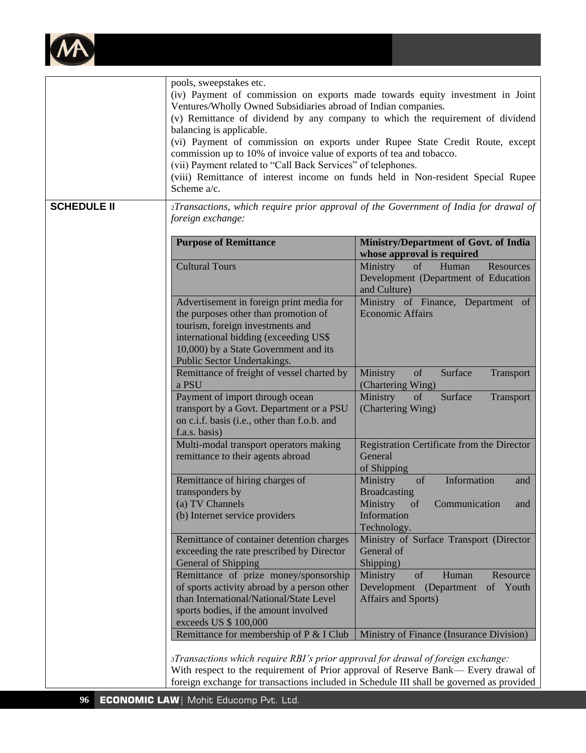pools, sweepstakes etc.

(iv) Payment of commission on exports made towards equity investment in Joint Ventures/Wholly Owned Subsidiaries abroad of Indian companies.

(v) Remittance of dividend by any company to which the requirement of dividend balancing is applicable.

(vi) Payment of commission on exports under Rupee State Credit Route, except commission up to 10% of invoice value of exports of tea and tobacco.

(vii) Payment related to "Call Back Services" of telephones.

(viii) Remittance of interest income on funds held in Non-resident Special Rupee Scheme a/c.

**SCHEDULE II**

[2]*Transactions, which require prior approval of the Government of India for drawal of foreign exchange:*

| Purpose of Remittance | Ministry/Department of Govt. of India whose approval is required |
|---|---|
| Cultural Tours | Ministry of Human Resources Development (Department of Education and Culture) |
| Advertisement in foreign print media for the purposes other than promotion of tourism, foreign investments and international bidding (exceeding US$ 10,000) by a State Government and its Public Sector Undertakings. | Ministry of Finance, Department of Economic Affairs |
| Remittance of freight of vessel charted by a PSU | Ministry of Surface Transport (Chartering Wing) |
| Payment of import through ocean transport by a Govt. Department or a PSU on c.i.f. basis (i.e., other than f.o.b. and f.a.s. basis) | Ministry of Surface Transport (Chartering Wing) |
| Multi-modal transport operators making remittance to their agents abroad | Registration Certificate from the Director General of Shipping |
| Remittance of hiring charges of transponders by (a) TV Channels (b) Internet service providers | Ministry of Information and Broadcasting; Ministry of Communication and Information Technology. |
| Remittance of container detention charges exceeding the rate prescribed by Director General of Shipping | Ministry of Surface Transport (Director General of Shipping) |
| Remittance of prize money/sponsorship of sports activity abroad by a person other than International/National/State Level sports bodies, if the amount involved exceeds US $ 100,000 | Ministry of Human Resource Development (Department of Youth Affairs and Sports) |
| Remittance for membership of P & I Club | Ministry of Finance (Insurance Division) |

[3]*Transactions which require RBI's prior approval for drawal of foreign exchange:*

With respect to the requirement of Prior approval of Reserve Bank— Every drawal of foreign exchange for transactions included in Schedule III shall be governed as provided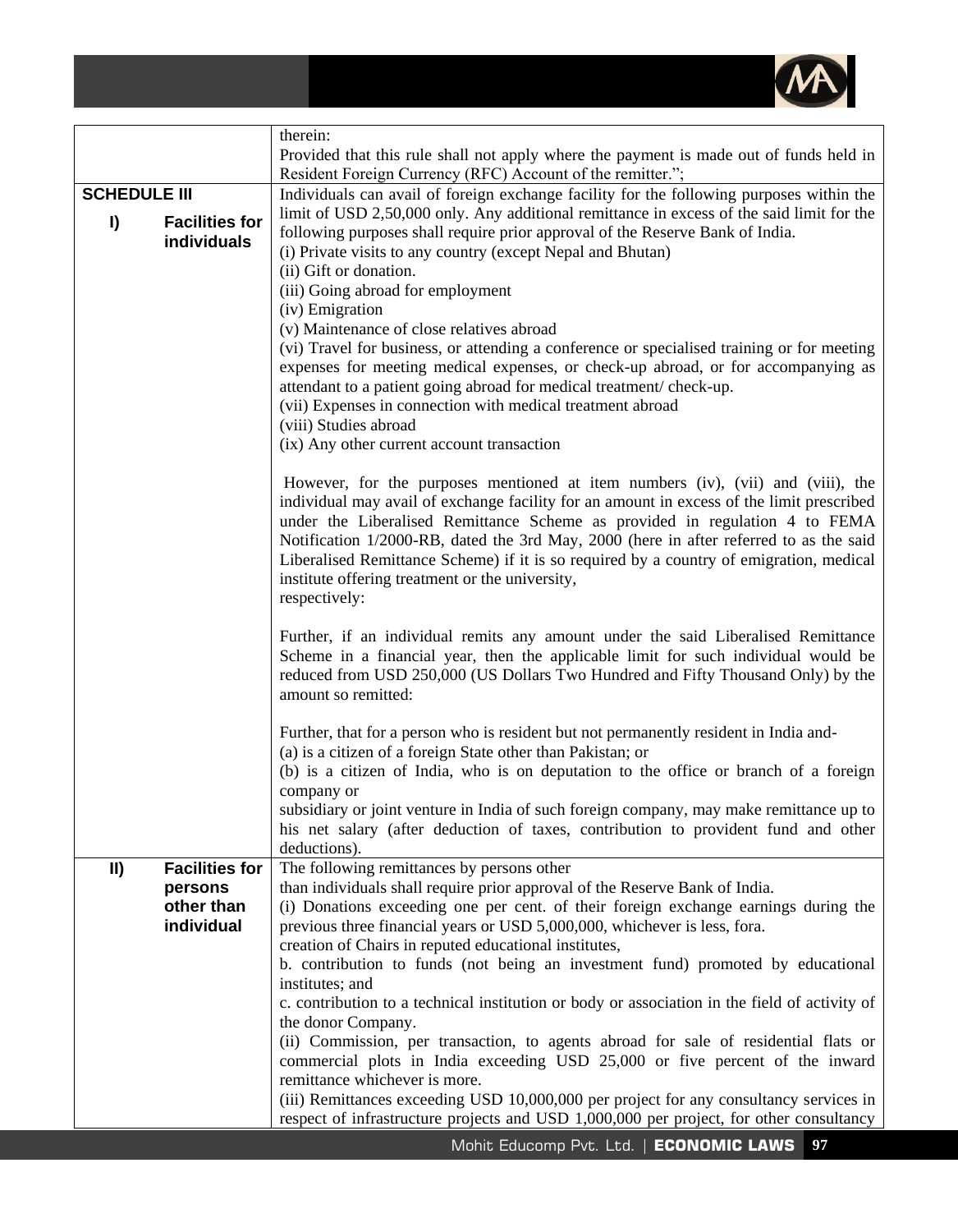| | |
|---|---|
| | therein:<br>Provided that this rule shall not apply where the payment is made out of funds held in Resident Foreign Currency (RFC) Account of the remitter."; |
| **SCHEDULE III**<br>**I) Facilities for individuals** | Individuals can avail of foreign exchange facility for the following purposes within the limit of USD 2,50,000 only. Any additional remittance in excess of the said limit for the following purposes shall require prior approval of the Reserve Bank of India.<br>(i) Private visits to any country (except Nepal and Bhutan)<br>(ii) Gift or donation.<br>(iii) Going abroad for employment<br>(iv) Emigration<br>(v) Maintenance of close relatives abroad<br>(vi) Travel for business, or attending a conference or specialised training or for meeting expenses for meeting medical expenses, or check-up abroad, or for accompanying as attendant to a patient going abroad for medical treatment/ check-up.<br>(vii) Expenses in connection with medical treatment abroad<br>(viii) Studies abroad<br>(ix) Any other current account transaction<br><br>However, for the purposes mentioned at item numbers (iv), (vii) and (viii), the individual may avail of exchange facility for an amount in excess of the limit prescribed under the Liberalised Remittance Scheme as provided in regulation 4 to FEMA Notification 1/2000-RB, dated the 3rd May, 2000 (here in after referred to as the said Liberalised Remittance Scheme) if it is so required by a country of emigration, medical institute offering treatment or the university, respectively:<br><br>Further, if an individual remits any amount under the said Liberalised Remittance Scheme in a financial year, then the applicable limit for such individual would be reduced from USD 250,000 (US Dollars Two Hundred and Fifty Thousand Only) by the amount so remitted:<br><br>Further, that for a person who is resident but not permanently resident in India and-<br>(a) is a citizen of a foreign State other than Pakistan; or<br>(b) is a citizen of India, who is on deputation to the office or branch of a foreign company or subsidiary or joint venture in India of such foreign company, may make remittance up to his net salary (after deduction of taxes, contribution to provident fund and other deductions). |
| **II) Facilities for persons other than individual** | The following remittances by persons other than individuals shall require prior approval of the Reserve Bank of India.<br>(i) Donations exceeding one per cent. of their foreign exchange earnings during the previous three financial years or USD 5,000,000, whichever is less, fora.<br>creation of Chairs in reputed educational institutes,<br>b. contribution to funds (not being an investment fund) promoted by educational institutes; and<br>c. contribution to a technical institution or body or association in the field of activity of the donor Company.<br>(ii) Commission, per transaction, to agents abroad for sale of residential flats or commercial plots in India exceeding USD 25,000 or five percent of the inward remittance whichever is more.<br>(iii) Remittances exceeding USD 10,000,000 per project for any consultancy services in respect of infrastructure projects and USD 1,000,000 per project, for other consultancy |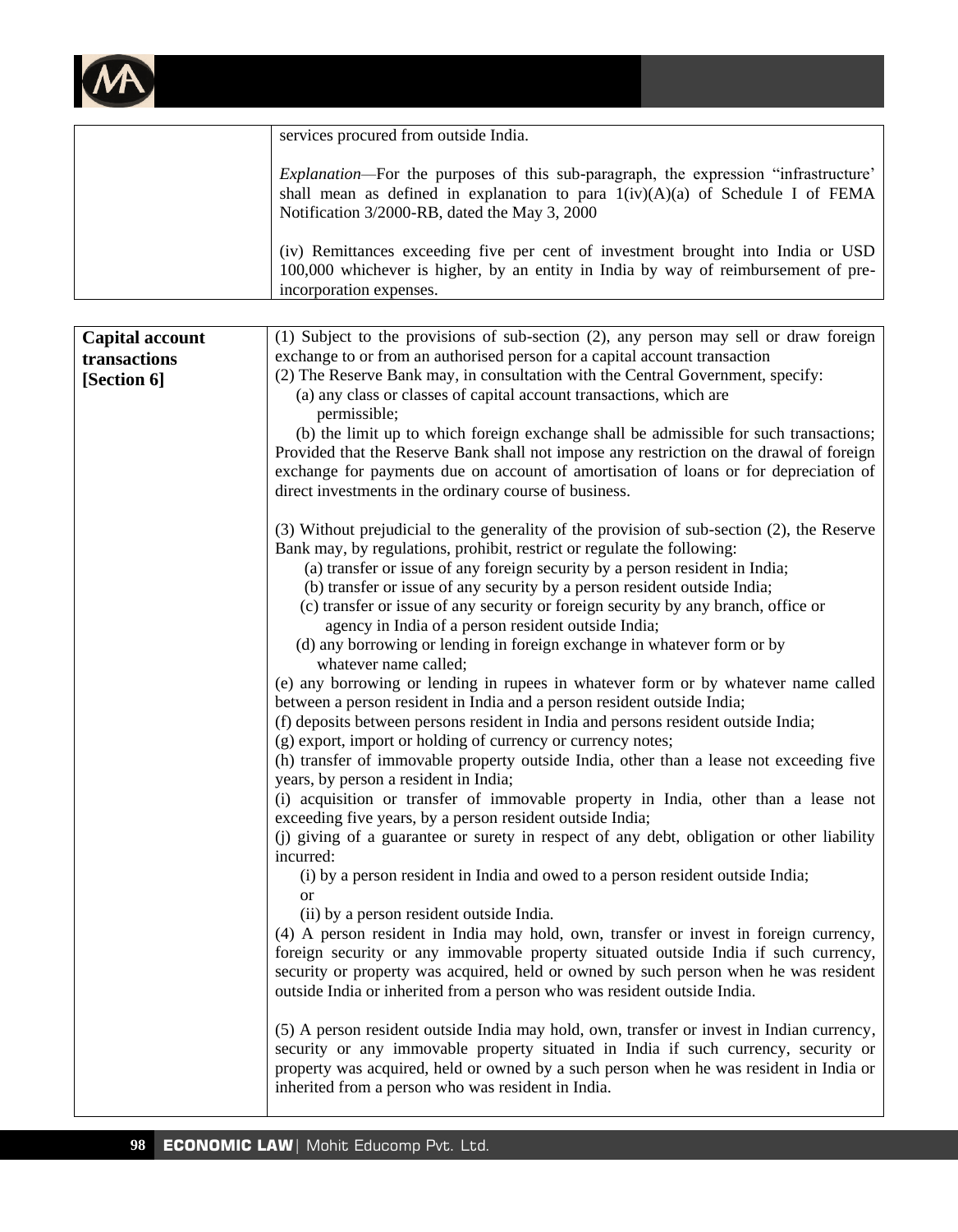| | |
|---|---|
| | services procured from outside India.<br><br>*Explanation*—For the purposes of this sub-paragraph, the expression "infrastructure' shall mean as defined in explanation to para 1(iv)(A)(a) of Schedule I of FEMA Notification 3/2000-RB, dated the May 3, 2000<br><br>(iv) Remittances exceeding five per cent of investment brought into India or USD 100,000 whichever is higher, by an entity in India by way of reimbursement of pre-incorporation expenses. |

| | |
|---|---|
| **Capital account transactions [Section 6]** | (1) Subject to the provisions of sub-section (2), any person may sell or draw foreign exchange to or from an authorised person for a capital account transaction<br>(2) The Reserve Bank may, in consultation with the Central Government, specify:<br>(a) any class or classes of capital account transactions, which are permissible;<br>(b) the limit up to which foreign exchange shall be admissible for such transactions; Provided that the Reserve Bank shall not impose any restriction on the drawal of foreign exchange for payments due on account of amortisation of loans or for depreciation of direct investments in the ordinary course of business.<br><br>(3) Without prejudicial to the generality of the provision of sub-section (2), the Reserve Bank may, by regulations, prohibit, restrict or regulate the following:<br>(a) transfer or issue of any foreign security by a person resident in India;<br>(b) transfer or issue of any security by a person resident outside India;<br>(c) transfer or issue of any security or foreign security by any branch, office or agency in India of a person resident outside India;<br>(d) any borrowing or lending in foreign exchange in whatever form or by whatever name called;<br>(e) any borrowing or lending in rupees in whatever form or by whatever name called between a person resident in India and a person resident outside India;<br>(f) deposits between persons resident in India and persons resident outside India;<br>(g) export, import or holding of currency or currency notes;<br>(h) transfer of immovable property outside India, other than a lease not exceeding five years, by person a resident in India;<br>(i) acquisition or transfer of immovable property in India, other than a lease not exceeding five years, by a person resident outside India;<br>(j) giving of a guarantee or surety in respect of any debt, obligation or other liability incurred:<br>(i) by a person resident in India and owed to a person resident outside India; or<br>(ii) by a person resident outside India.<br>(4) A person resident in India may hold, own, transfer or invest in foreign currency, foreign security or any immovable property situated outside India if such currency, security or property was acquired, held or owned by such person when he was resident outside India or inherited from a person who was resident outside India.<br><br>(5) A person resident outside India may hold, own, transfer or invest in Indian currency, security or any immovable property situated in India if such currency, security or property was acquired, held or owned by a such person when he was resident in India or inherited from a person who was resident in India. |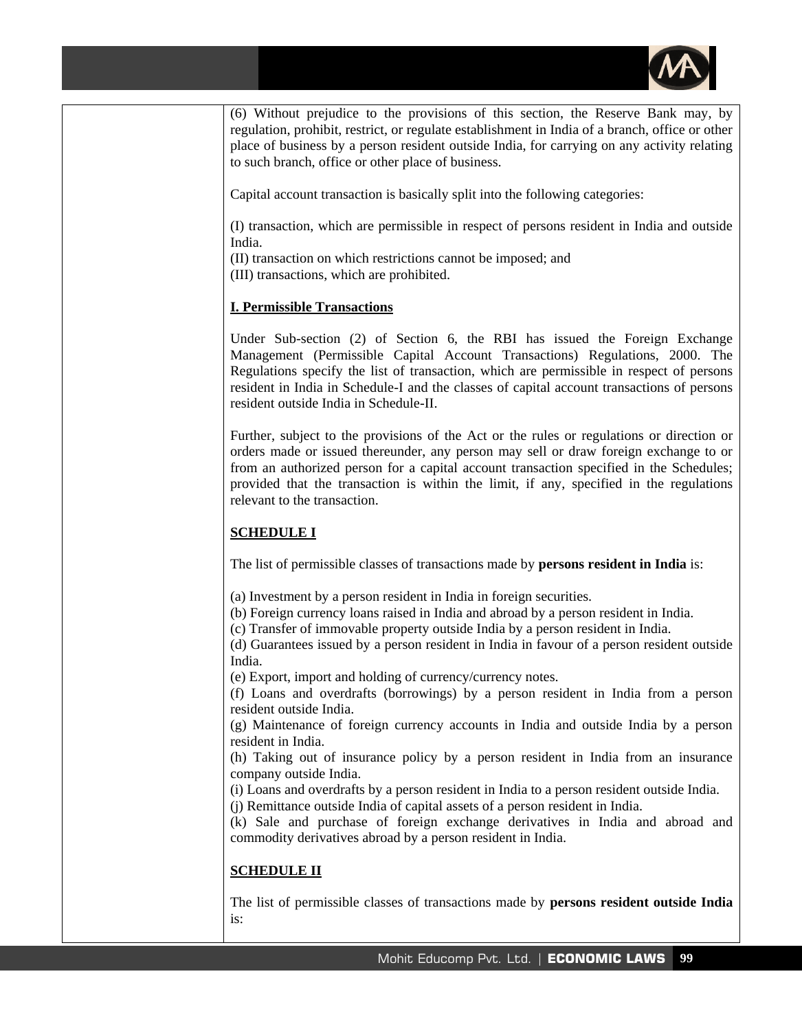(6) Without prejudice to the provisions of this section, the Reserve Bank may, by regulation, prohibit, restrict, or regulate establishment in India of a branch, office or other place of business by a person resident outside India, for carrying on any activity relating to such branch, office or other place of business.

Capital account transaction is basically split into the following categories:

(I) transaction, which are permissible in respect of persons resident in India and outside India.
(II) transaction on which restrictions cannot be imposed; and
(III) transactions, which are prohibited.

**I. Permissible Transactions**

Under Sub-section (2) of Section 6, the RBI has issued the Foreign Exchange Management (Permissible Capital Account Transactions) Regulations, 2000. The Regulations specify the list of transaction, which are permissible in respect of persons resident in India in Schedule-I and the classes of capital account transactions of persons resident outside India in Schedule-II.

Further, subject to the provisions of the Act or the rules or regulations or direction or orders made or issued thereunder, any person may sell or draw foreign exchange to or from an authorized person for a capital account transaction specified in the Schedules; provided that the transaction is within the limit, if any, specified in the regulations relevant to the transaction.

**SCHEDULE I**

The list of permissible classes of transactions made by **persons resident in India** is:

(a) Investment by a person resident in India in foreign securities.
(b) Foreign currency loans raised in India and abroad by a person resident in India.
(c) Transfer of immovable property outside India by a person resident in India.
(d) Guarantees issued by a person resident in India in favour of a person resident outside India.
(e) Export, import and holding of currency/currency notes.
(f) Loans and overdrafts (borrowings) by a person resident in India from a person resident outside India.
(g) Maintenance of foreign currency accounts in India and outside India by a person resident in India.
(h) Taking out of insurance policy by a person resident in India from an insurance company outside India.
(i) Loans and overdrafts by a person resident in India to a person resident outside India.
(j) Remittance outside India of capital assets of a person resident in India.
(k) Sale and purchase of foreign exchange derivatives in India and abroad and commodity derivatives abroad by a person resident in India.

**SCHEDULE II**

The list of permissible classes of transactions made by **persons resident outside India** is: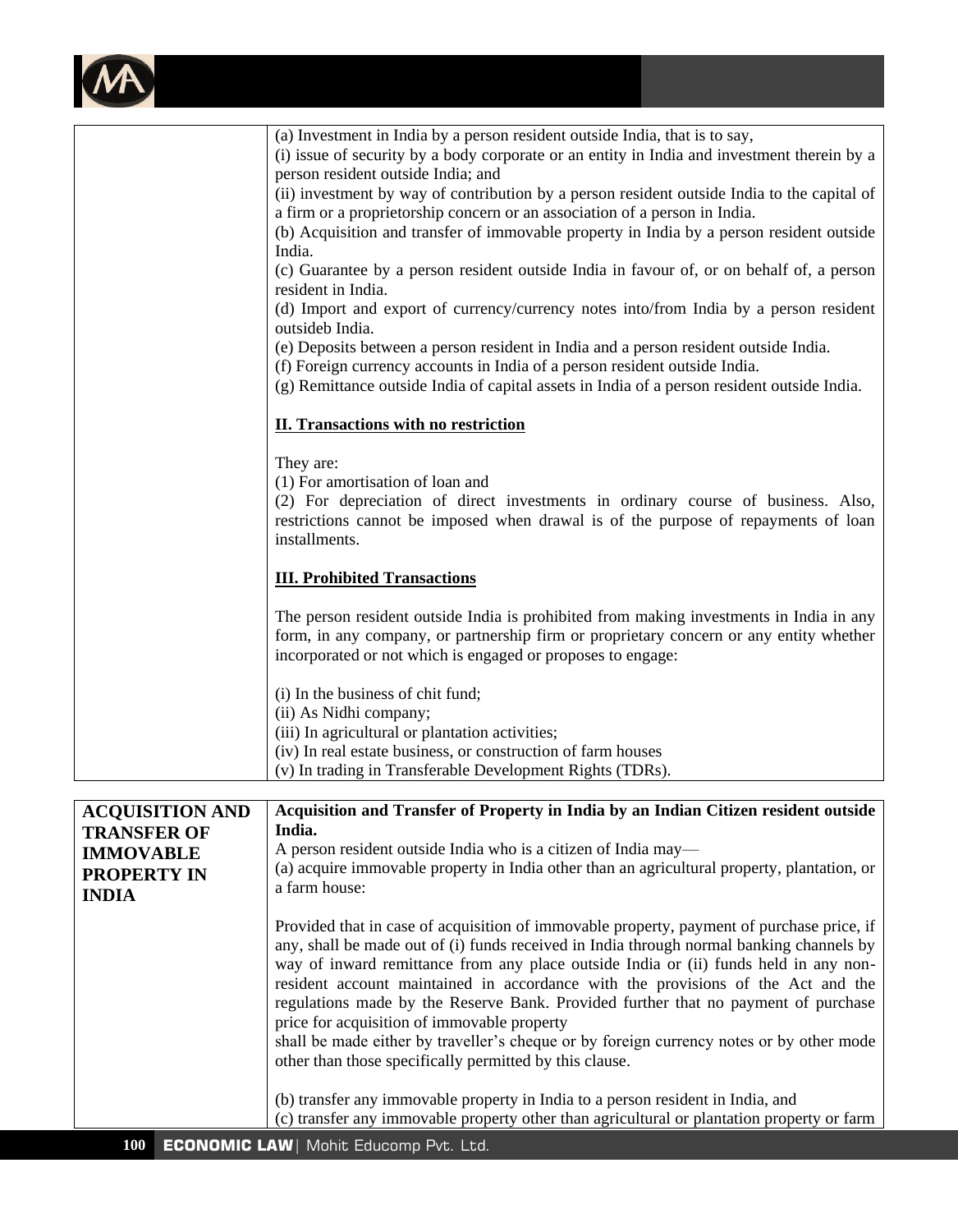| | |
|---|---|
| | (a) Investment in India by a person resident outside India, that is to say,<br>(i) issue of security by a body corporate or an entity in India and investment therein by a person resident outside India; and<br>(ii) investment by way of contribution by a person resident outside India to the capital of a firm or a proprietorship concern or an association of a person in India.<br>(b) Acquisition and transfer of immovable property in India by a person resident outside India.<br>(c) Guarantee by a person resident outside India in favour of, or on behalf of, a person resident in India.<br>(d) Import and export of currency/currency notes into/from India by a person resident outsideb India.<br>(e) Deposits between a person resident in India and a person resident outside India.<br>(f) Foreign currency accounts in India of a person resident outside India.<br>(g) Remittance outside India of capital assets in India of a person resident outside India.<br><br>**<u>II. Transactions with no restriction</u>**<br><br>They are:<br>(1) For amortisation of loan and<br>(2) For depreciation of direct investments in ordinary course of business. Also, restrictions cannot be imposed when drawal is of the purpose of repayments of loan installments.<br><br>**<u>III. Prohibited Transactions</u>**<br><br>The person resident outside India is prohibited from making investments in India in any form, in any company, or partnership firm or proprietary concern or any entity whether incorporated or not which is engaged or proposes to engage:<br><br>(i) In the business of chit fund;<br>(ii) As Nidhi company;<br>(iii) In agricultural or plantation activities;<br>(iv) In real estate business, or construction of farm houses<br>(v) In trading in Transferable Development Rights (TDRs). |

| | |
|---|---|
| **ACQUISITION AND TRANSFER OF IMMOVABLE PROPERTY IN INDIA** | **Acquisition and Transfer of Property in India by an Indian Citizen resident outside India.**<br>A person resident outside India who is a citizen of India may—<br>(a) acquire immovable property in India other than an agricultural property, plantation, or a farm house:<br><br>Provided that in case of acquisition of immovable property, payment of purchase price, if any, shall be made out of (i) funds received in India through normal banking channels by way of inward remittance from any place outside India or (ii) funds held in any non-resident account maintained in accordance with the provisions of the Act and the regulations made by the Reserve Bank. Provided further that no payment of purchase price for acquisition of immovable property shall be made either by traveller's cheque or by foreign currency notes or by other mode other than those specifically permitted by this clause.<br><br>(b) transfer any immovable property in India to a person resident in India, and<br>(c) transfer any immovable property other than agricultural or plantation property or farm |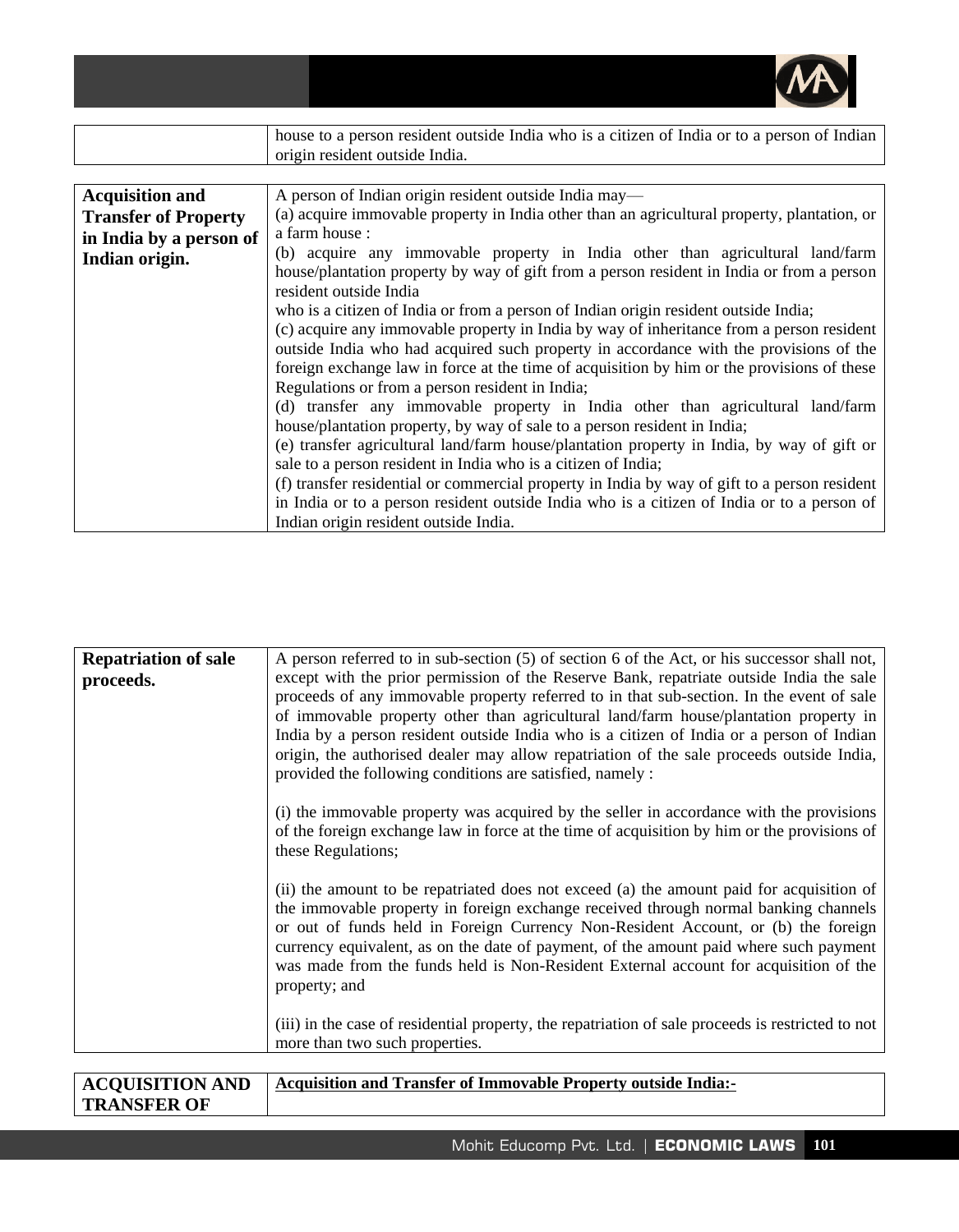| | house to a person resident outside India who is a citizen of India or to a person of Indian origin resident outside India. |
|---|---|

| **Acquisition and Transfer of Property in India by a person of Indian origin.** | A person of Indian origin resident outside India may—<br>(a) acquire immovable property in India other than an agricultural property, plantation, or a farm house :<br>(b) acquire any immovable property in India other than agricultural land/farm house/plantation property by way of gift from a person resident in India or from a person resident outside India<br>who is a citizen of India or from a person of Indian origin resident outside India;<br>(c) acquire any immovable property in India by way of inheritance from a person resident outside India who had acquired such property in accordance with the provisions of the foreign exchange law in force at the time of acquisition by him or the provisions of these Regulations or from a person resident in India;<br>(d) transfer any immovable property in India other than agricultural land/farm house/plantation property, by way of sale to a person resident in India;<br>(e) transfer agricultural land/farm house/plantation property in India, by way of gift or sale to a person resident in India who is a citizen of India;<br>(f) transfer residential or commercial property in India by way of gift to a person resident in India or to a person resident outside India who is a citizen of India or to a person of Indian origin resident outside India. |
|---|---|

| **Repatriation of sale proceeds.** | A person referred to in sub-section (5) of section 6 of the Act, or his successor shall not, except with the prior permission of the Reserve Bank, repatriate outside India the sale proceeds of any immovable property referred to in that sub-section. In the event of sale of immovable property other than agricultural land/farm house/plantation property in India by a person resident outside India who is a citizen of India or a person of Indian origin, the authorised dealer may allow repatriation of the sale proceeds outside India, provided the following conditions are satisfied, namely :<br><br>(i) the immovable property was acquired by the seller in accordance with the provisions of the foreign exchange law in force at the time of acquisition by him or the provisions of these Regulations;<br><br>(ii) the amount to be repatriated does not exceed (a) the amount paid for acquisition of the immovable property in foreign exchange received through normal banking channels or out of funds held in Foreign Currency Non-Resident Account, or (b) the foreign currency equivalent, as on the date of payment, of the amount paid where such payment was made from the funds held is Non-Resident External account for acquisition of the property; and<br><br>(iii) in the case of residential property, the repatriation of sale proceeds is restricted to not more than two such properties. |
|---|---|

| **ACQUISITION AND TRANSFER OF** | **Acquisition and Transfer of Immovable Property outside India:-** |
|---|---|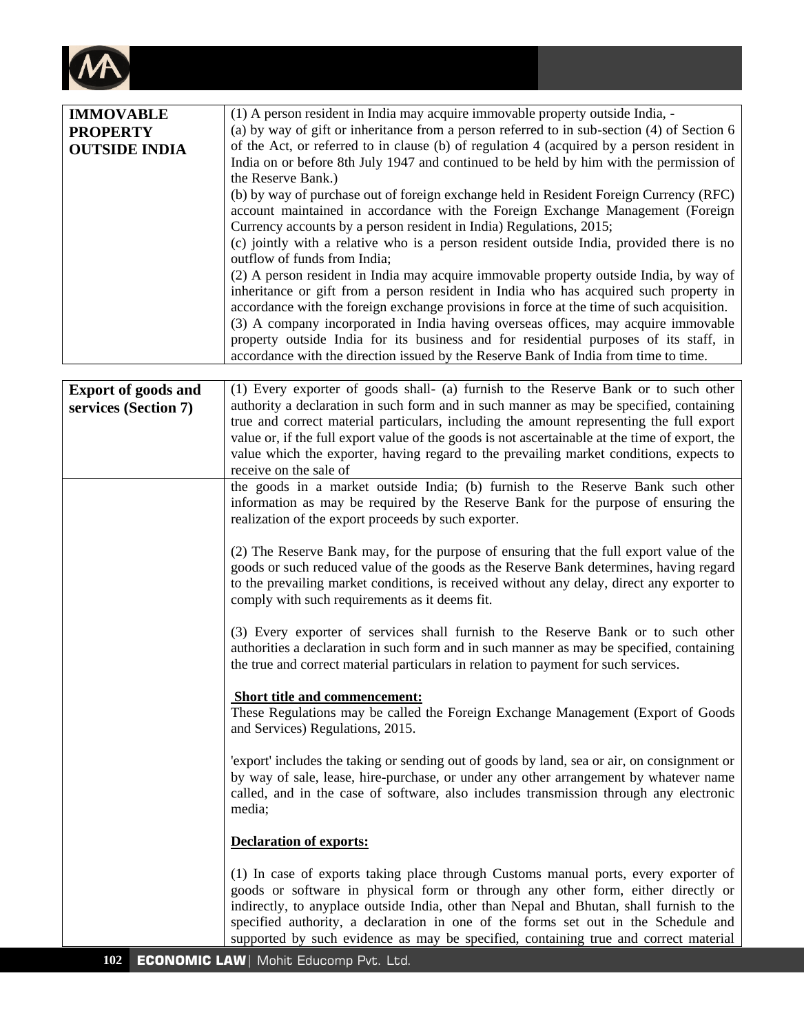| IMMOVABLE PROPERTY OUTSIDE INDIA | (1) A person resident in India may acquire immovable property outside India, -<br>(a) by way of gift or inheritance from a person referred to in sub-section (4) of Section 6 of the Act, or referred to in clause (b) of regulation 4 (acquired by a person resident in India on or before 8th July 1947 and continued to be held by him with the permission of the Reserve Bank.)<br>(b) by way of purchase out of foreign exchange held in Resident Foreign Currency (RFC) account maintained in accordance with the Foreign Exchange Management (Foreign Currency accounts by a person resident in India) Regulations, 2015;<br>(c) jointly with a relative who is a person resident outside India, provided there is no outflow of funds from India;<br>(2) A person resident in India may acquire immovable property outside India, by way of inheritance or gift from a person resident in India who has acquired such property in accordance with the foreign exchange provisions in force at the time of such acquisition.<br>(3) A company incorporated in India having overseas offices, may acquire immovable property outside India for its business and for residential purposes of its staff, in accordance with the direction issued by the Reserve Bank of India from time to time. |
|---|---|

| Export of goods and services (Section 7) | (1) Every exporter of goods shall- (a) furnish to the Reserve Bank or to such other authority a declaration in such form and in such manner as may be specified, containing true and correct material particulars, including the amount representing the full export value or, if the full export value of the goods is not ascertainable at the time of export, the value which the exporter, having regard to the prevailing market conditions, expects to receive on the sale of the goods in a market outside India; (b) furnish to the Reserve Bank such other information as may be required by the Reserve Bank for the purpose of ensuring the realization of the export proceeds by such exporter.<br><br>(2) The Reserve Bank may, for the purpose of ensuring that the full export value of the goods or such reduced value of the goods as the Reserve Bank determines, having regard to the prevailing market conditions, is received without any delay, direct any exporter to comply with such requirements as it deems fit.<br><br>(3) Every exporter of services shall furnish to the Reserve Bank or to such other authorities a declaration in such form and in such manner as may be specified, containing the true and correct material particulars in relation to payment for such services.<br><br>**Short title and commencement:**<br>These Regulations may be called the Foreign Exchange Management (Export of Goods and Services) Regulations, 2015.<br><br>'export' includes the taking or sending out of goods by land, sea or air, on consignment or by way of sale, lease, hire-purchase, or under any other arrangement by whatever name called, and in the case of software, also includes transmission through any electronic media;<br><br>**Declaration of exports:**<br><br>(1) In case of exports taking place through Customs manual ports, every exporter of goods or software in physical form or through any other form, either directly or indirectly, to anyplace outside India, other than Nepal and Bhutan, shall furnish to the specified authority, a declaration in one of the forms set out in the Schedule and supported by such evidence as may be specified, containing true and correct material |
|---|---|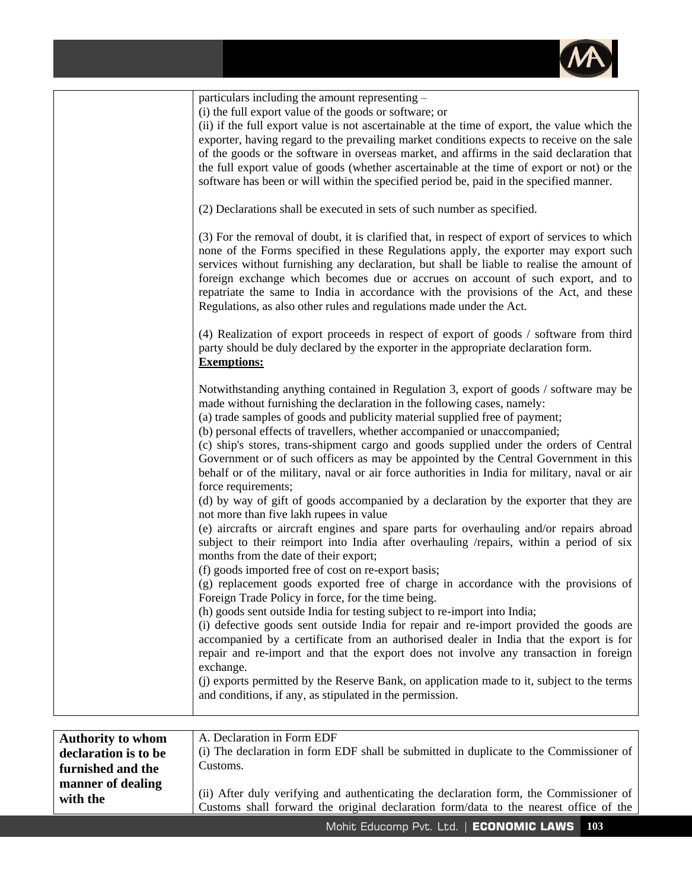| | |
|---|---|
| | particulars including the amount representing –<br>(i) the full export value of the goods or software; or<br>(ii) if the full export value is not ascertainable at the time of export, the value which the exporter, having regard to the prevailing market conditions expects to receive on the sale of the goods or the software in overseas market, and affirms in the said declaration that the full export value of goods (whether ascertainable at the time of export or not) or the software has been or will within the specified period be, paid in the specified manner.<br><br>(2) Declarations shall be executed in sets of such number as specified.<br><br>(3) For the removal of doubt, it is clarified that, in respect of export of services to which none of the Forms specified in these Regulations apply, the exporter may export such services without furnishing any declaration, but shall be liable to realise the amount of foreign exchange which becomes due or accrues on account of such export, and to repatriate the same to India in accordance with the provisions of the Act, and these Regulations, as also other rules and regulations made under the Act.<br><br>(4) Realization of export proceeds in respect of export of goods / software from third party should be duly declared by the exporter in the appropriate declaration form.<br>**Exemptions:**<br><br>Notwithstanding anything contained in Regulation 3, export of goods / software may be made without furnishing the declaration in the following cases, namely:<br>(a) trade samples of goods and publicity material supplied free of payment;<br>(b) personal effects of travellers, whether accompanied or unaccompanied;<br>(c) ship's stores, trans-shipment cargo and goods supplied under the orders of Central Government or of such officers as may be appointed by the Central Government in this behalf or of the military, naval or air force authorities in India for military, naval or air force requirements;<br>(d) by way of gift of goods accompanied by a declaration by the exporter that they are not more than five lakh rupees in value<br>(e) aircrafts or aircraft engines and spare parts for overhauling and/or repairs abroad subject to their reimport into India after overhauling /repairs, within a period of six months from the date of their export;<br>(f) goods imported free of cost on re-export basis;<br>(g) replacement goods exported free of charge in accordance with the provisions of Foreign Trade Policy in force, for the time being.<br>(h) goods sent outside India for testing subject to re-import into India;<br>(i) defective goods sent outside India for repair and re-import provided the goods are accompanied by a certificate from an authorised dealer in India that the export is for repair and re-import and that the export does not involve any transaction in foreign exchange.<br>(j) exports permitted by the Reserve Bank, on application made to it, subject to the terms and conditions, if any, as stipulated in the permission. |

| | |
|---|---|
| **Authority to whom declaration is to be furnished and the manner of dealing with the** | A. Declaration in Form EDF<br>(i) The declaration in form EDF shall be submitted in duplicate to the Commissioner of Customs.<br><br>(ii) After duly verifying and authenticating the declaration form, the Commissioner of Customs shall forward the original declaration form/data to the nearest office of the |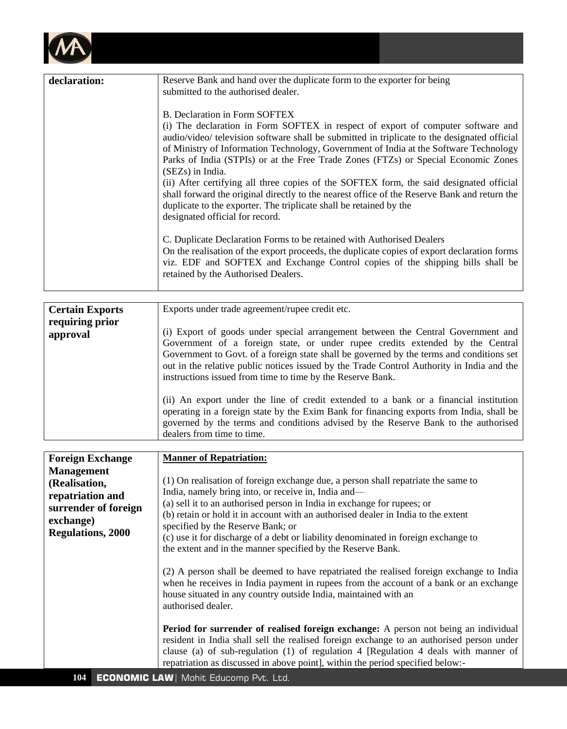| declaration: | Reserve Bank and hand over the duplicate form to the exporter for being submitted to the authorised dealer.<br><br>B. Declaration in Form SOFTEX<br>(i) The declaration in Form SOFTEX in respect of export of computer software and audio/video/ television software shall be submitted in triplicate to the designated official of Ministry of Information Technology, Government of India at the Software Technology Parks of India (STPIs) or at the Free Trade Zones (FTZs) or Special Economic Zones (SEZs) in India.<br>(ii) After certifying all three copies of the SOFTEX form, the said designated official shall forward the original directly to the nearest office of the Reserve Bank and return the duplicate to the exporter. The triplicate shall be retained by the designated official for record.<br><br>C. Duplicate Declaration Forms to be retained with Authorised Dealers<br>On the realisation of the export proceeds, the duplicate copies of export declaration forms viz. EDF and SOFTEX and Exchange Control copies of the shipping bills shall be retained by the Authorised Dealers. |
|---|---|

| **Certain Exports requiring prior approval** | Exports under trade agreement/rupee credit etc.<br><br>(i) Export of goods under special arrangement between the Central Government and Government of a foreign state, or under rupee credits extended by the Central Government to Govt. of a foreign state shall be governed by the terms and conditions set out in the relative public notices issued by the Trade Control Authority in India and the instructions issued from time to time by the Reserve Bank.<br><br>(ii) An export under the line of credit extended to a bank or a financial institution operating in a foreign state by the Exim Bank for financing exports from India, shall be governed by the terms and conditions advised by the Reserve Bank to the authorised dealers from time to time. |
|---|---|

| **Foreign Exchange Management (Realisation, repatriation and surrender of foreign exchange) Regulations, 2000** | **<u>Manner of Repatriation:</u>**<br><br>(1) On realisation of foreign exchange due, a person shall repatriate the same to India, namely bring into, or receive in, India and—<br>(a) sell it to an authorised person in India in exchange for rupees; or<br>(b) retain or hold it in account with an authorised dealer in India to the extent specified by the Reserve Bank; or<br>(c) use it for discharge of a debt or liability denominated in foreign exchange to the extent and in the manner specified by the Reserve Bank.<br><br>(2) A person shall be deemed to have repatriated the realised foreign exchange to India when he receives in India payment in rupees from the account of a bank or an exchange house situated in any country outside India, maintained with an authorised dealer.<br><br>**Period for surrender of realised foreign exchange:** A person not being an individual resident in India shall sell the realised foreign exchange to an authorised person under clause (a) of sub-regulation (1) of regulation 4 [Regulation 4 deals with manner of repatriation as discussed in above point], within the period specified below:- |
|---|---|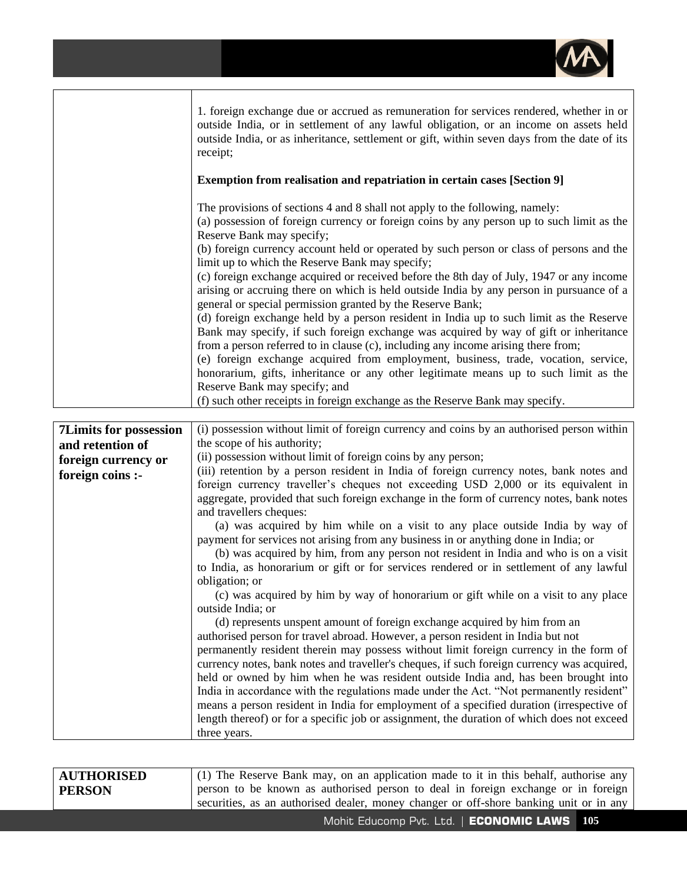| | |
|---|---|
| | 1. foreign exchange due or accrued as remuneration for services rendered, whether in or outside India, or in settlement of any lawful obligation, or an income on assets held outside India, or as inheritance, settlement or gift, within seven days from the date of its receipt;<br><br>**Exemption from realisation and repatriation in certain cases [Section 9]**<br><br>The provisions of sections 4 and 8 shall not apply to the following, namely:<br>(a) possession of foreign currency or foreign coins by any person up to such limit as the Reserve Bank may specify;<br>(b) foreign currency account held or operated by such person or class of persons and the limit up to which the Reserve Bank may specify;<br>(c) foreign exchange acquired or received before the 8th day of July, 1947 or any income arising or accruing there on which is held outside India by any person in pursuance of a general or special permission granted by the Reserve Bank;<br>(d) foreign exchange held by a person resident in India up to such limit as the Reserve Bank may specify, if such foreign exchange was acquired by way of gift or inheritance from a person referred to in clause (c), including any income arising there from;<br>(e) foreign exchange acquired from employment, business, trade, vocation, service, honorarium, gifts, inheritance or any other legitimate means up to such limit as the Reserve Bank may specify; and<br>(f) such other receipts in foreign exchange as the Reserve Bank may specify. |

| | |
|---|---|
| **7Limits for possession and retention of foreign currency or foreign coins :-** | (i) possession without limit of foreign currency and coins by an authorised person within the scope of his authority;<br>(ii) possession without limit of foreign coins by any person;<br>(iii) retention by a person resident in India of foreign currency notes, bank notes and foreign currency traveller's cheques not exceeding USD 2,000 or its equivalent in aggregate, provided that such foreign exchange in the form of currency notes, bank notes and travellers cheques:<br>(a) was acquired by him while on a visit to any place outside India by way of payment for services not arising from any business in or anything done in India; or<br>(b) was acquired by him, from any person not resident in India and who is on a visit to India, as honorarium or gift or for services rendered or in settlement of any lawful obligation; or<br>(c) was acquired by him by way of honorarium or gift while on a visit to any place outside India; or<br>(d) represents unspent amount of foreign exchange acquired by him from an authorised person for travel abroad. However, a person resident in India but not permanently resident therein may possess without limit foreign currency in the form of currency notes, bank notes and traveller's cheques, if such foreign currency was acquired, held or owned by him when he was resident outside India and, has been brought into India in accordance with the regulations made under the Act. "Not permanently resident" means a person resident in India for employment of a specified duration (irrespective of length thereof) or for a specific job or assignment, the duration of which does not exceed three years. |

| | |
|---|---|
| **AUTHORISED PERSON** | (1) The Reserve Bank may, on an application made to it in this behalf, authorise any person to be known as authorised person to deal in foreign exchange or in foreign securities, as an authorised dealer, money changer or off-shore banking unit or in any |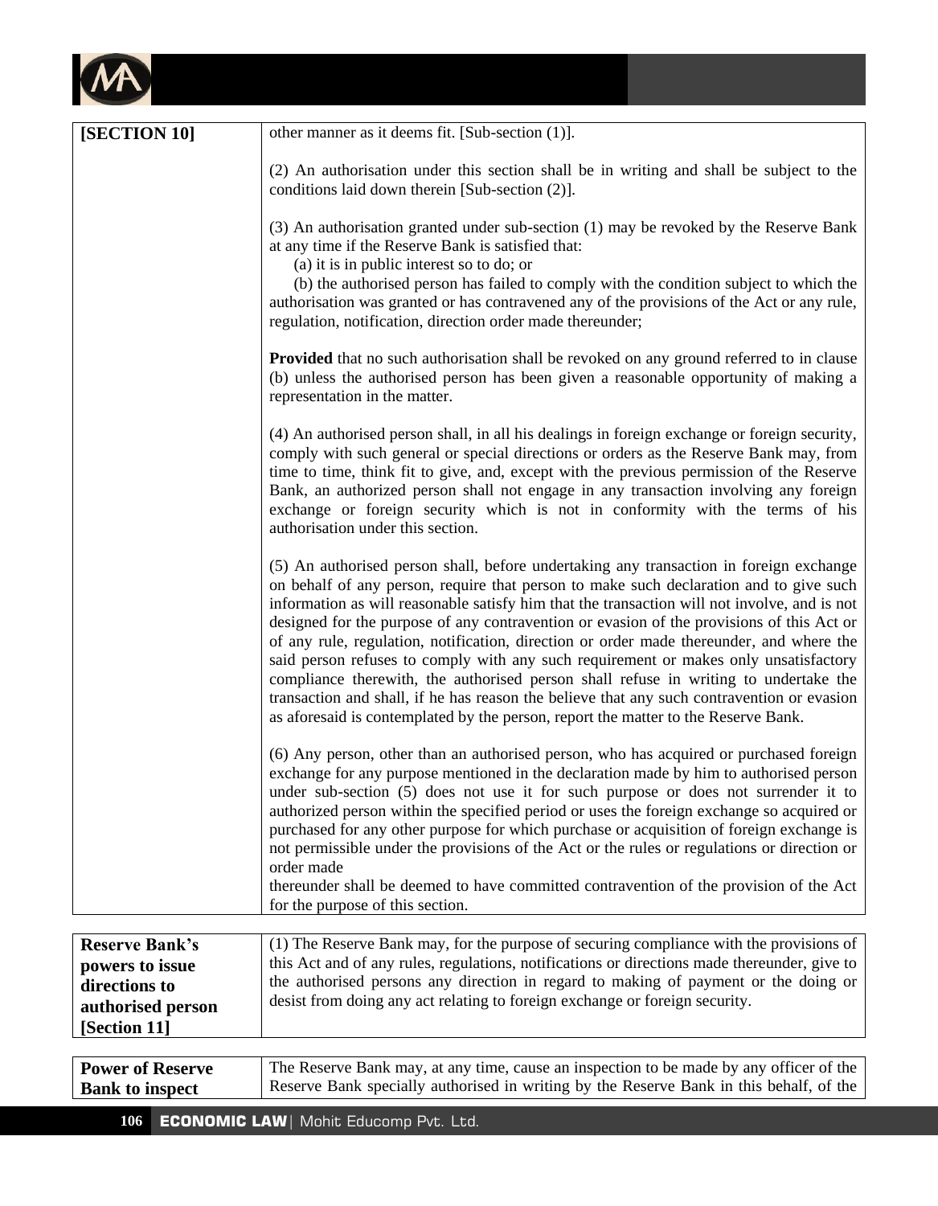| | |
|---|---|
| **[SECTION 10]** | other manner as it deems fit. [Sub-section (1)].<br><br>(2) An authorisation under this section shall be in writing and shall be subject to the conditions laid down therein [Sub-section (2)].<br><br>(3) An authorisation granted under sub-section (1) may be revoked by the Reserve Bank at any time if the Reserve Bank is satisfied that:<br>(a) it is in public interest so to do; or<br>(b) the authorised person has failed to comply with the condition subject to which the authorisation was granted or has contravened any of the provisions of the Act or any rule, regulation, notification, direction order made thereunder;<br><br>**Provided** that no such authorisation shall be revoked on any ground referred to in clause (b) unless the authorised person has been given a reasonable opportunity of making a representation in the matter.<br><br>(4) An authorised person shall, in all his dealings in foreign exchange or foreign security, comply with such general or special directions or orders as the Reserve Bank may, from time to time, think fit to give, and, except with the previous permission of the Reserve Bank, an authorized person shall not engage in any transaction involving any foreign exchange or foreign security which is not in conformity with the terms of his authorisation under this section.<br><br>(5) An authorised person shall, before undertaking any transaction in foreign exchange on behalf of any person, require that person to make such declaration and to give such information as will reasonable satisfy him that the transaction will not involve, and is not designed for the purpose of any contravention or evasion of the provisions of this Act or of any rule, regulation, notification, direction or order made thereunder, and where the said person refuses to comply with any such requirement or makes only unsatisfactory compliance therewith, the authorised person shall refuse in writing to undertake the transaction and shall, if he has reason the believe that any such contravention or evasion as aforesaid is contemplated by the person, report the matter to the Reserve Bank.<br><br>(6) Any person, other than an authorised person, who has acquired or purchased foreign exchange for any purpose mentioned in the declaration made by him to authorised person under sub-section (5) does not use it for such purpose or does not surrender it to authorized person within the specified period or uses the foreign exchange so acquired or purchased for any other purpose for which purchase or acquisition of foreign exchange is not permissible under the provisions of the Act or the rules or regulations or direction or order made<br>thereunder shall be deemed to have committed contravention of the provision of the Act for the purpose of this section. |

| | |
|---|---|
| **Reserve Bank's powers to issue directions to authorised person [Section 11]** | (1) The Reserve Bank may, for the purpose of securing compliance with the provisions of this Act and of any rules, regulations, notifications or directions made thereunder, give to the authorised persons any direction in regard to making of payment or the doing or desist from doing any act relating to foreign exchange or foreign security. |

| | |
|---|---|
| **Power of Reserve Bank to inspect** | The Reserve Bank may, at any time, cause an inspection to be made by any officer of the Reserve Bank specially authorised in writing by the Reserve Bank in this behalf, of the |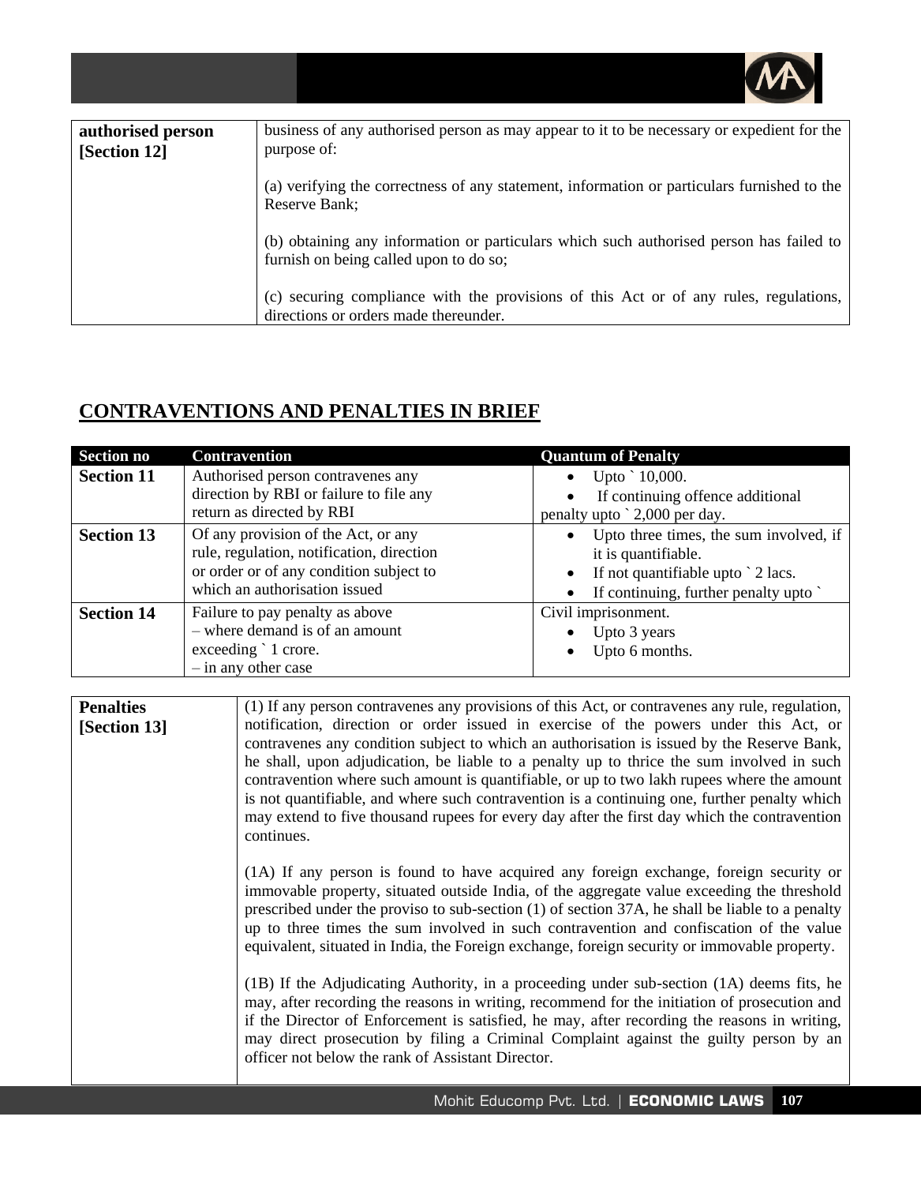| authorised person [Section 12] | business of any authorised person as may appear to it to be necessary or expedient for the purpose of:<br><br>(a) verifying the correctness of any statement, information or particulars furnished to the Reserve Bank;<br><br>(b) obtaining any information or particulars which such authorised person has failed to furnish on being called upon to do so;<br><br>(c) securing compliance with the provisions of this Act or of any rules, regulations, directions or orders made thereunder. |
|---|---|

## CONTRAVENTIONS AND PENALTIES IN BRIEF

| Section no | Contravention | Quantum of Penalty |
|---|---|---|
| **Section 11** | Authorised person contravenes any direction by RBI or failure to file any return as directed by RBI | • Upto ` 10,000.<br>• If continuing offence additional penalty upto ` 2,000 per day. |
| **Section 13** | Of any provision of the Act, or any rule, regulation, notification, direction or order or of any condition subject to which an authorisation issued | • Upto three times, the sum involved, if it is quantifiable.<br>• If not quantifiable upto ` 2 lacs.<br>• If continuing, further penalty upto ` |
| **Section 14** | Failure to pay penalty as above<br>– where demand is of an amount exceeding ` 1 crore.<br>– in any other case | Civil imprisonment.<br>• Upto 3 years<br>• Upto 6 months. |

| Penalties [Section 13] | (1) If any person contravenes any provisions of this Act, or contravenes any rule, regulation, notification, direction or order issued in exercise of the powers under this Act, or contravenes any condition subject to which an authorisation is issued by the Reserve Bank, he shall, upon adjudication, be liable to a penalty up to thrice the sum involved in such contravention where such amount is quantifiable, or up to two lakh rupees where the amount is not quantifiable, and where such contravention is a continuing one, further penalty which may extend to five thousand rupees for every day after the first day which the contravention continues.<br><br>(1A) If any person is found to have acquired any foreign exchange, foreign security or immovable property, situated outside India, of the aggregate value exceeding the threshold prescribed under the proviso to sub-section (1) of section 37A, he shall be liable to a penalty up to three times the sum involved in such contravention and confiscation of the value equivalent, situated in India, the Foreign exchange, foreign security or immovable property.<br><br>(1B) If the Adjudicating Authority, in a proceeding under sub-section (1A) deems fits, he may, after recording the reasons in writing, recommend for the initiation of prosecution and if the Director of Enforcement is satisfied, he may, after recording the reasons in writing, may direct prosecution by filing a Criminal Complaint against the guilty person by an officer not below the rank of Assistant Director. |
|---|---|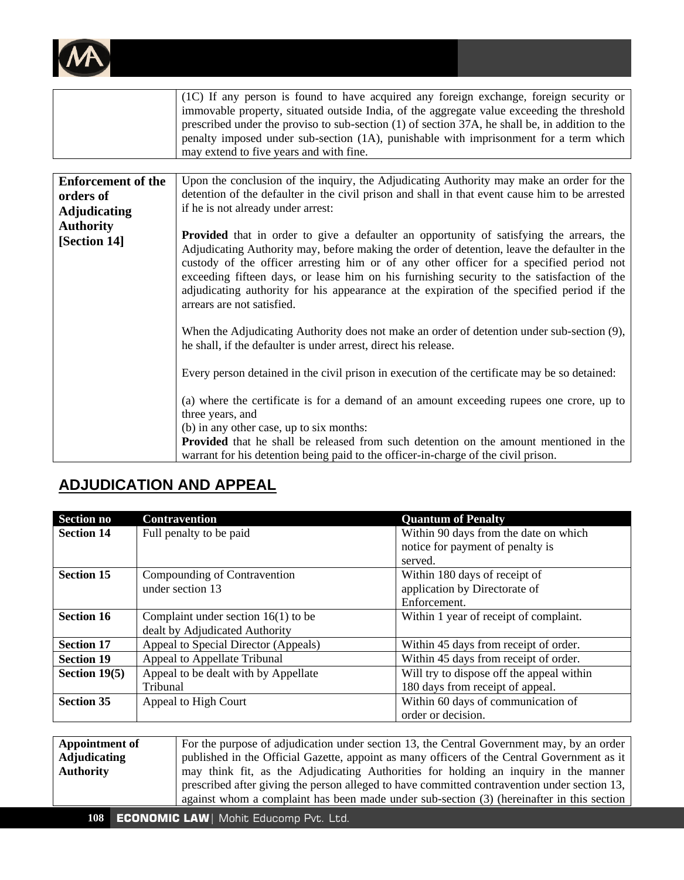| | |
|---|---|
| | (1C) If any person is found to have acquired any foreign exchange, foreign security or immovable property, situated outside India, of the aggregate value exceeding the threshold prescribed under the proviso to sub-section (1) of section 37A, he shall be, in addition to the penalty imposed under sub-section (1A), punishable with imprisonment for a term which may extend to five years and with fine. |

| | |
|---|---|
| **Enforcement of the orders of Adjudicating Authority [Section 14]** | Upon the conclusion of the inquiry, the Adjudicating Authority may make an order for the detention of the defaulter in the civil prison and shall in that event cause him to be arrested if he is not already under arrest:<br><br>**Provided** that in order to give a defaulter an opportunity of satisfying the arrears, the Adjudicating Authority may, before making the order of detention, leave the defaulter in the custody of the officer arresting him or of any other officer for a specified period not exceeding fifteen days, or lease him on his furnishing security to the satisfaction of the adjudicating authority for his appearance at the expiration of the specified period if the arrears are not satisfied.<br><br>When the Adjudicating Authority does not make an order of detention under sub-section (9), he shall, if the defaulter is under arrest, direct his release.<br><br>Every person detained in the civil prison in execution of the certificate may be so detained:<br><br>(a) where the certificate is for a demand of an amount exceeding rupees one crore, up to three years, and<br>(b) in any other case, up to six months:<br>**Provided** that he shall be released from such detention on the amount mentioned in the warrant for his detention being paid to the officer-in-charge of the civil prison. |

## ADJUDICATION AND APPEAL

| Section no | Contravention | Quantum of Penalty |
|---|---|---|
| **Section 14** | Full penalty to be paid | Within 90 days from the date on which notice for payment of penalty is served. |
| **Section 15** | Compounding of Contravention under section 13 | Within 180 days of receipt of application by Directorate of Enforcement. |
| **Section 16** | Complaint under section 16(1) to be dealt by Adjudicated Authority | Within 1 year of receipt of complaint. |
| **Section 17** | Appeal to Special Director (Appeals) | Within 45 days from receipt of order. |
| **Section 19** | Appeal to Appellate Tribunal | Within 45 days from receipt of order. |
| **Section 19(5)** | Appeal to be dealt with by Appellate Tribunal | Will try to dispose off the appeal within 180 days from receipt of appeal. |
| **Section 35** | Appeal to High Court | Within 60 days of communication of order or decision. |

| | |
|---|---|
| **Appointment of Adjudicating Authority** | For the purpose of adjudication under section 13, the Central Government may, by an order published in the Official Gazette, appoint as many officers of the Central Government as it may think fit, as the Adjudicating Authorities for holding an inquiry in the manner prescribed after giving the person alleged to have committed contravention under section 13, against whom a complaint has been made under sub-section (3) (hereinafter in this section |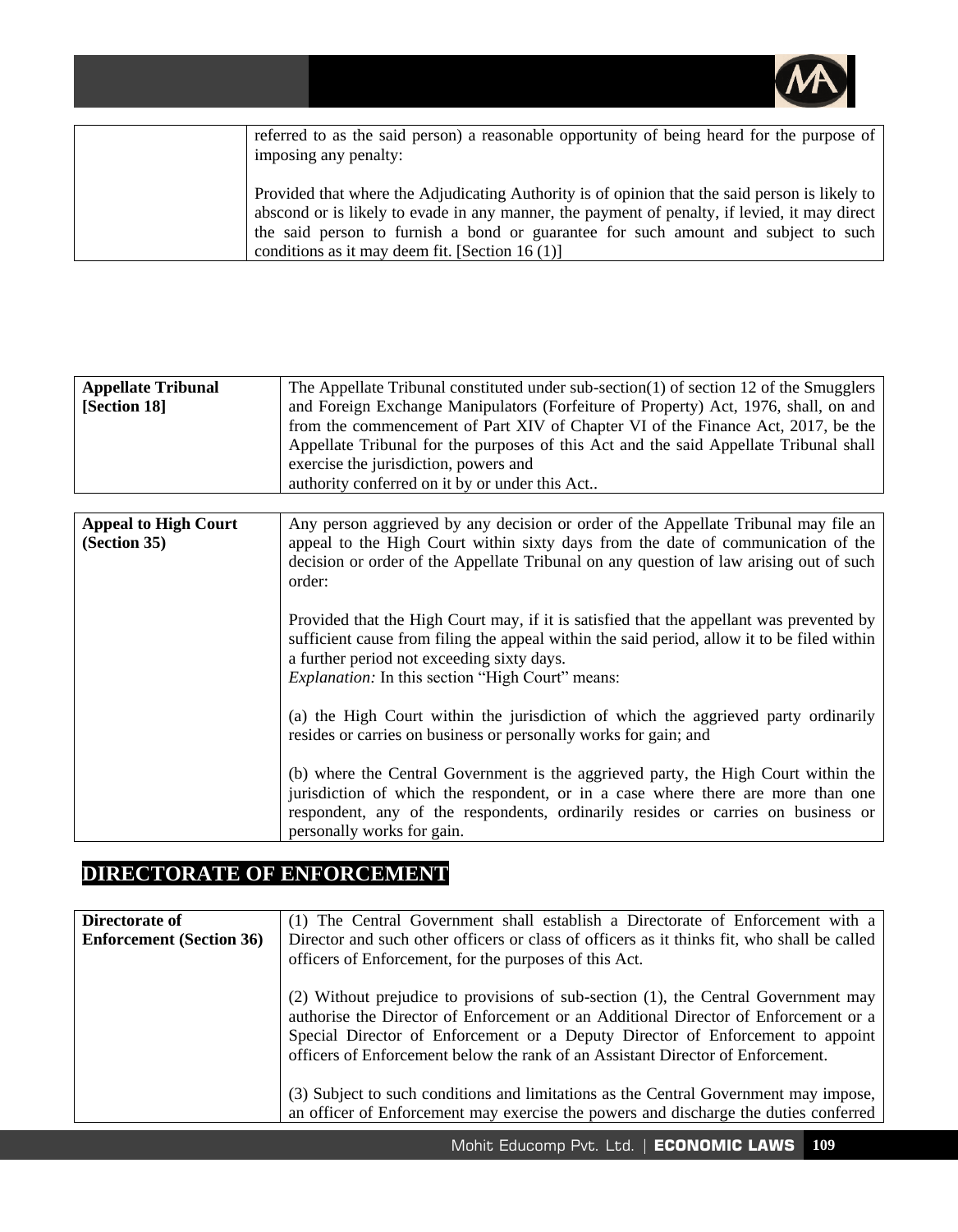| | |
|---|---|
| | referred to as the said person) a reasonable opportunity of being heard for the purpose of imposing any penalty:<br><br>Provided that where the Adjudicating Authority is of opinion that the said person is likely to abscond or is likely to evade in any manner, the payment of penalty, if levied, it may direct the said person to furnish a bond or guarantee for such amount and subject to such conditions as it may deem fit. [Section 16 (1)] |

| | |
|---|---|
| **Appellate Tribunal [Section 18]** | The Appellate Tribunal constituted under sub-section(1) of section 12 of the Smugglers and Foreign Exchange Manipulators (Forfeiture of Property) Act, 1976, shall, on and from the commencement of Part XIV of Chapter VI of the Finance Act, 2017, be the Appellate Tribunal for the purposes of this Act and the said Appellate Tribunal shall exercise the jurisdiction, powers and authority conferred on it by or under this Act.. |

| | |
|---|---|
| **Appeal to High Court (Section 35)** | Any person aggrieved by any decision or order of the Appellate Tribunal may file an appeal to the High Court within sixty days from the date of communication of the decision or order of the Appellate Tribunal on any question of law arising out of such order:<br><br>Provided that the High Court may, if it is satisfied that the appellant was prevented by sufficient cause from filing the appeal within the said period, allow it to be filed within a further period not exceeding sixty days.<br>*Explanation:* In this section "High Court" means:<br><br>(a) the High Court within the jurisdiction of which the aggrieved party ordinarily resides or carries on business or personally works for gain; and<br><br>(b) where the Central Government is the aggrieved party, the High Court within the jurisdiction of which the respondent, or in a case where there are more than one respondent, any of the respondents, ordinarily resides or carries on business or personally works for gain. |

## DIRECTORATE OF ENFORCEMENT

| | |
|---|---|
| **Directorate of Enforcement (Section 36)** | (1) The Central Government shall establish a Directorate of Enforcement with a Director and such other officers or class of officers as it thinks fit, who shall be called officers of Enforcement, for the purposes of this Act.<br><br>(2) Without prejudice to provisions of sub-section (1), the Central Government may authorise the Director of Enforcement or an Additional Director of Enforcement or a Special Director of Enforcement or a Deputy Director of Enforcement to appoint officers of Enforcement below the rank of an Assistant Director of Enforcement.<br><br>(3) Subject to such conditions and limitations as the Central Government may impose, an officer of Enforcement may exercise the powers and discharge the duties conferred |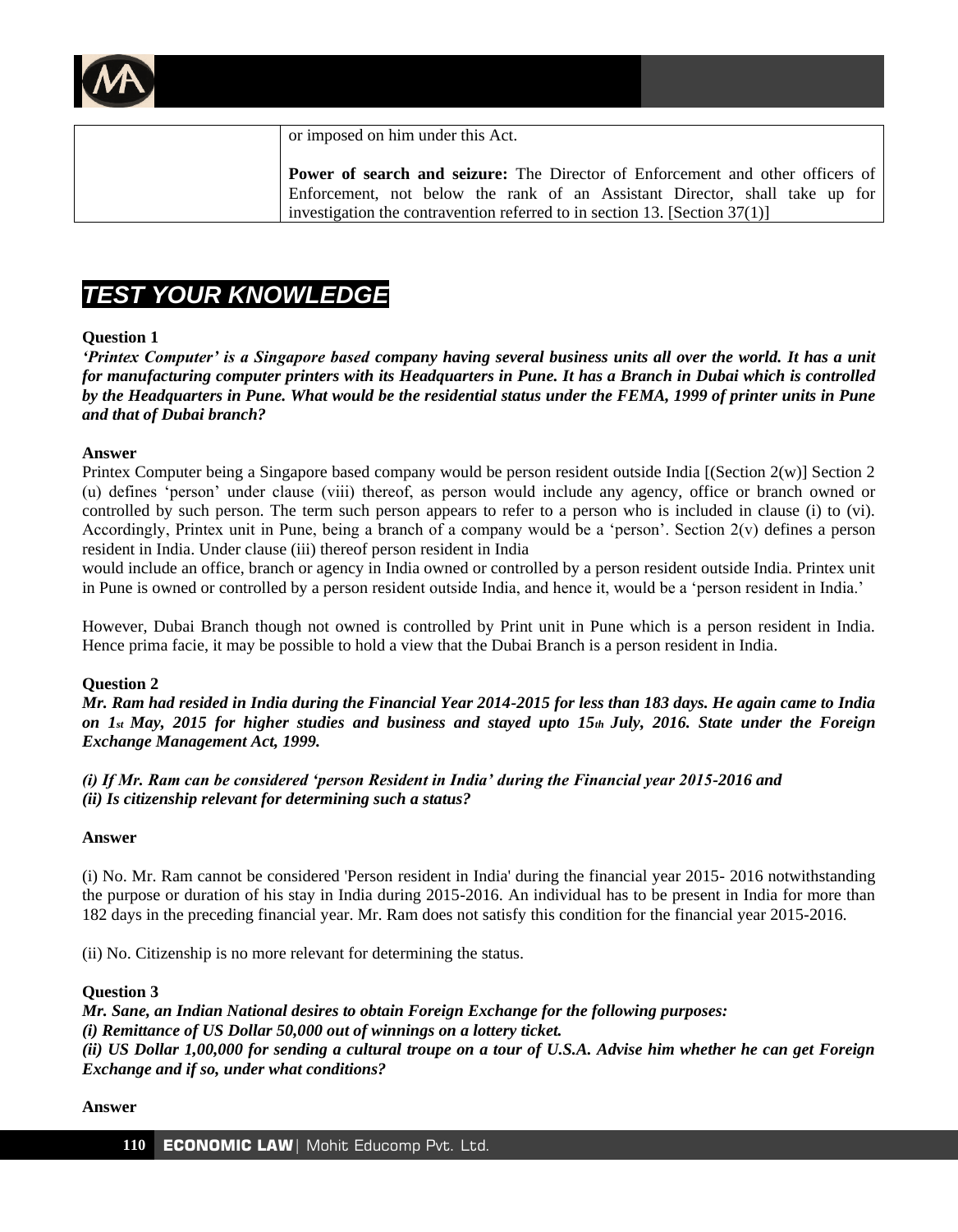| | or imposed on him under this Act.<br><br>**Power of search and seizure:** The Director of Enforcement and other officers of Enforcement, not below the rank of an Assistant Director, shall take up for investigation the contravention referred to in section 13. [Section 37(1)] |
|---|---|

## TEST YOUR KNOWLEDGE

**Question 1**

***'Printex Computer' is a Singapore based company having several business units all over the world. It has a unit for manufacturing computer printers with its Headquarters in Pune. It has a Branch in Dubai which is controlled by the Headquarters in Pune. What would be the residential status under the FEMA, 1999 of printer units in Pune and that of Dubai branch?***

**Answer**

Printex Computer being a Singapore based company would be person resident outside India [(Section 2(w)] Section 2 (u) defines 'person' under clause (viii) thereof, as person would include any agency, office or branch owned or controlled by such person. The term such person appears to refer to a person who is included in clause (i) to (vi). Accordingly, Printex unit in Pune, being a branch of a company would be a 'person'. Section 2(v) defines a person resident in India. Under clause (iii) thereof person resident in India
would include an office, branch or agency in India owned or controlled by a person resident outside India. Printex unit in Pune is owned or controlled by a person resident outside India, and hence it, would be a 'person resident in India.'

However, Dubai Branch though not owned is controlled by Print unit in Pune which is a person resident in India. Hence prima facie, it may be possible to hold a view that the Dubai Branch is a person resident in India.

**Question 2**

***Mr. Ram had resided in India during the Financial Year 2014-2015 for less than 183 days. He again came to India on 1st May, 2015 for higher studies and business and stayed upto 15th July, 2016. State under the Foreign Exchange Management Act, 1999.***

***(i) If Mr. Ram can be considered 'person Resident in India' during the Financial year 2015-2016 and***
***(ii) Is citizenship relevant for determining such a status?***

**Answer**

(i) No. Mr. Ram cannot be considered 'Person resident in India' during the financial year 2015- 2016 notwithstanding the purpose or duration of his stay in India during 2015-2016. An individual has to be present in India for more than 182 days in the preceding financial year. Mr. Ram does not satisfy this condition for the financial year 2015-2016.

(ii) No. Citizenship is no more relevant for determining the status.

**Question 3**

***Mr. Sane, an Indian National desires to obtain Foreign Exchange for the following purposes:***
***(i) Remittance of US Dollar 50,000 out of winnings on a lottery ticket.***
***(ii) US Dollar 1,00,000 for sending a cultural troupe on a tour of U.S.A. Advise him whether he can get Foreign Exchange and if so, under what conditions?***

**Answer**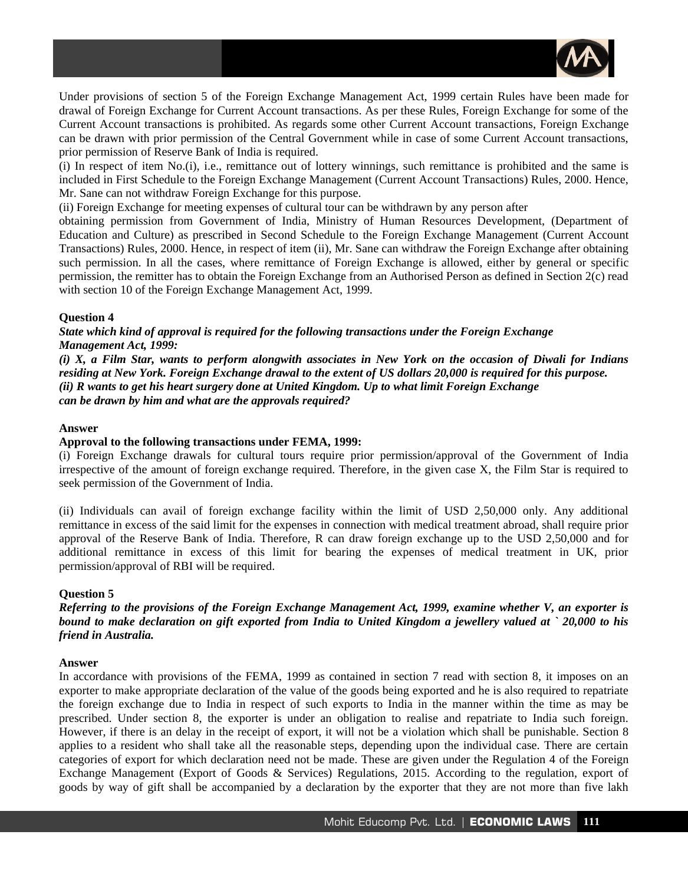Under provisions of section 5 of the Foreign Exchange Management Act, 1999 certain Rules have been made for drawal of Foreign Exchange for Current Account transactions. As per these Rules, Foreign Exchange for some of the Current Account transactions is prohibited. As regards some other Current Account transactions, Foreign Exchange can be drawn with prior permission of the Central Government while in case of some Current Account transactions, prior permission of Reserve Bank of India is required.

(i) In respect of item No.(i), i.e., remittance out of lottery winnings, such remittance is prohibited and the same is included in First Schedule to the Foreign Exchange Management (Current Account Transactions) Rules, 2000. Hence, Mr. Sane can not withdraw Foreign Exchange for this purpose.

(ii) Foreign Exchange for meeting expenses of cultural tour can be withdrawn by any person after obtaining permission from Government of India, Ministry of Human Resources Development, (Department of Education and Culture) as prescribed in Second Schedule to the Foreign Exchange Management (Current Account Transactions) Rules, 2000. Hence, in respect of item (ii), Mr. Sane can withdraw the Foreign Exchange after obtaining such permission. In all the cases, where remittance of Foreign Exchange is allowed, either by general or specific permission, the remitter has to obtain the Foreign Exchange from an Authorised Person as defined in Section 2(c) read with section 10 of the Foreign Exchange Management Act, 1999.

**Question 4**

***State which kind of approval is required for the following transactions under the Foreign Exchange Management Act, 1999:***

***(i) X, a Film Star, wants to perform alongwith associates in New York on the occasion of Diwali for Indians residing at New York. Foreign Exchange drawal to the extent of US dollars 20,000 is required for this purpose.***

***(ii) R wants to get his heart surgery done at United Kingdom. Up to what limit Foreign Exchange can be drawn by him and what are the approvals required?***

**Answer**

**Approval to the following transactions under FEMA, 1999:**

(i) Foreign Exchange drawals for cultural tours require prior permission/approval of the Government of India irrespective of the amount of foreign exchange required. Therefore, in the given case X, the Film Star is required to seek permission of the Government of India.

(ii) Individuals can avail of foreign exchange facility within the limit of USD 2,50,000 only. Any additional remittance in excess of the said limit for the expenses in connection with medical treatment abroad, shall require prior approval of the Reserve Bank of India. Therefore, R can draw foreign exchange up to the USD 2,50,000 and for additional remittance in excess of this limit for bearing the expenses of medical treatment in UK, prior permission/approval of RBI will be required.

**Question 5**

***Referring to the provisions of the Foreign Exchange Management Act, 1999, examine whether V, an exporter is bound to make declaration on gift exported from India to United Kingdom a jewellery valued at ` 20,000 to his friend in Australia.***

**Answer**

In accordance with provisions of the FEMA, 1999 as contained in section 7 read with section 8, it imposes on an exporter to make appropriate declaration of the value of the goods being exported and he is also required to repatriate the foreign exchange due to India in respect of such exports to India in the manner within the time as may be prescribed. Under section 8, the exporter is under an obligation to realise and repatriate to India such foreign. However, if there is an delay in the receipt of export, it will not be a violation which shall be punishable. Section 8 applies to a resident who shall take all the reasonable steps, depending upon the individual case. There are certain categories of export for which declaration need not be made. These are given under the Regulation 4 of the Foreign Exchange Management (Export of Goods & Services) Regulations, 2015. According to the regulation, export of goods by way of gift shall be accompanied by a declaration by the exporter that they are not more than five lakh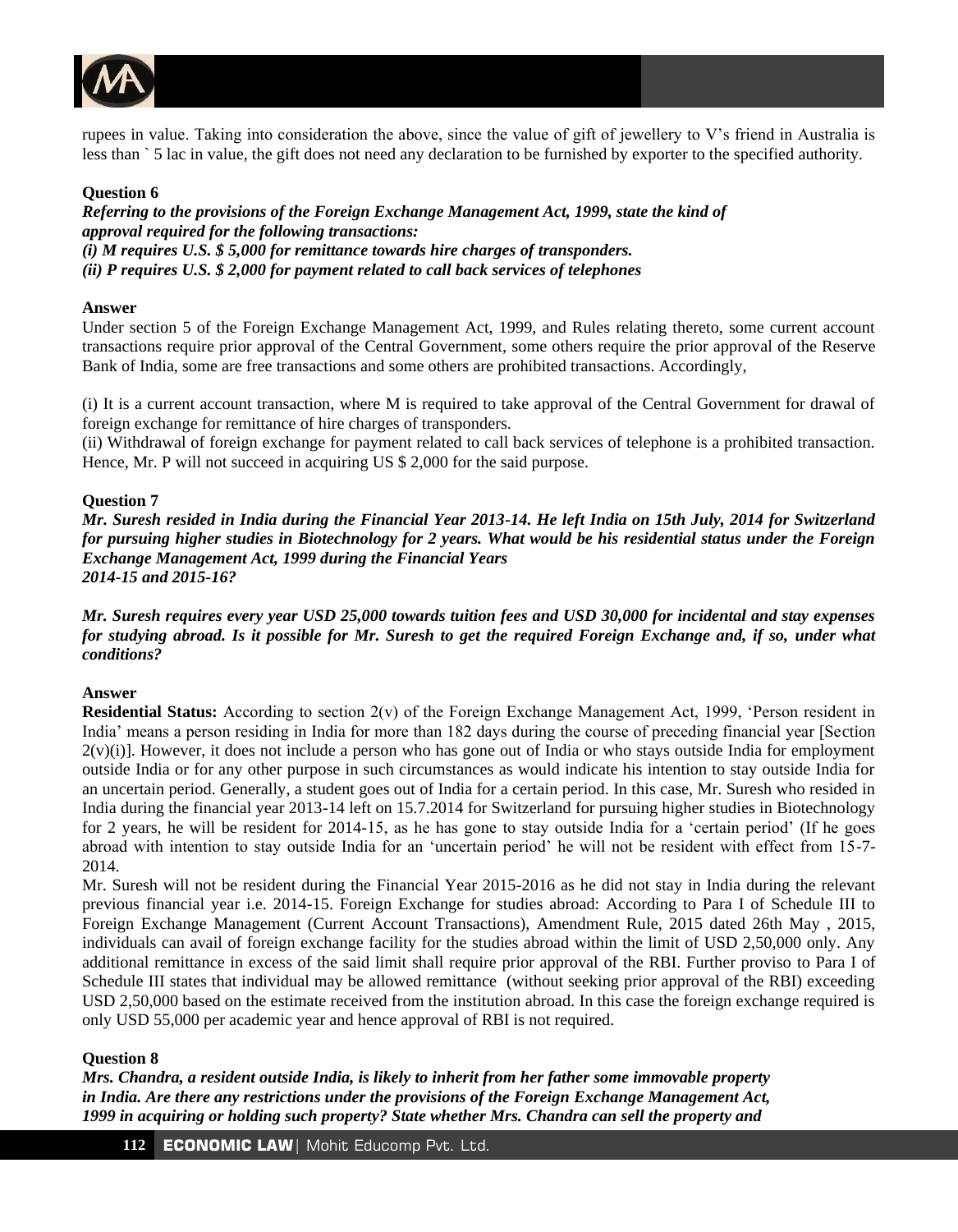rupees in value. Taking into consideration the above, since the value of gift of jewellery to V's friend in Australia is less than ` 5 lac in value, the gift does not need any declaration to be furnished by exporter to the specified authority.

**Question 6**

***Referring to the provisions of the Foreign Exchange Management Act, 1999, state the kind of approval required for the following transactions:***
***(i) M requires U.S. $ 5,000 for remittance towards hire charges of transponders.***
***(ii) P requires U.S. $ 2,000 for payment related to call back services of telephones***

**Answer**

Under section 5 of the Foreign Exchange Management Act, 1999, and Rules relating thereto, some current account transactions require prior approval of the Central Government, some others require the prior approval of the Reserve Bank of India, some are free transactions and some others are prohibited transactions. Accordingly,

(i) It is a current account transaction, where M is required to take approval of the Central Government for drawal of foreign exchange for remittance of hire charges of transponders.
(ii) Withdrawal of foreign exchange for payment related to call back services of telephone is a prohibited transaction. Hence, Mr. P will not succeed in acquiring US $ 2,000 for the said purpose.

**Question 7**

***Mr. Suresh resided in India during the Financial Year 2013-14. He left India on 15th July, 2014 for Switzerland for pursuing higher studies in Biotechnology for 2 years. What would be his residential status under the Foreign Exchange Management Act, 1999 during the Financial Years 2014-15 and 2015-16?***

***Mr. Suresh requires every year USD 25,000 towards tuition fees and USD 30,000 for incidental and stay expenses for studying abroad. Is it possible for Mr. Suresh to get the required Foreign Exchange and, if so, under what conditions?***

**Answer**

**Residential Status:** According to section 2(v) of the Foreign Exchange Management Act, 1999, 'Person resident in India' means a person residing in India for more than 182 days during the course of preceding financial year [Section 2(v)(i)]. However, it does not include a person who has gone out of India or who stays outside India for employment outside India or for any other purpose in such circumstances as would indicate his intention to stay outside India for an uncertain period. Generally, a student goes out of India for a certain period. In this case, Mr. Suresh who resided in India during the financial year 2013-14 left on 15.7.2014 for Switzerland for pursuing higher studies in Biotechnology for 2 years, he will be resident for 2014-15, as he has gone to stay outside India for a 'certain period' (If he goes abroad with intention to stay outside India for an 'uncertain period' he will not be resident with effect from 15-7-2014.

Mr. Suresh will not be resident during the Financial Year 2015-2016 as he did not stay in India during the relevant previous financial year i.e. 2014-15. Foreign Exchange for studies abroad: According to Para I of Schedule III to Foreign Exchange Management (Current Account Transactions), Amendment Rule, 2015 dated 26th May , 2015, individuals can avail of foreign exchange facility for the studies abroad within the limit of USD 2,50,000 only. Any additional remittance in excess of the said limit shall require prior approval of the RBI. Further proviso to Para I of Schedule III states that individual may be allowed remittance (without seeking prior approval of the RBI) exceeding USD 2,50,000 based on the estimate received from the institution abroad. In this case the foreign exchange required is only USD 55,000 per academic year and hence approval of RBI is not required.

**Question 8**

***Mrs. Chandra, a resident outside India, is likely to inherit from her father some immovable property in India. Are there any restrictions under the provisions of the Foreign Exchange Management Act, 1999 in acquiring or holding such property? State whether Mrs. Chandra can sell the property and***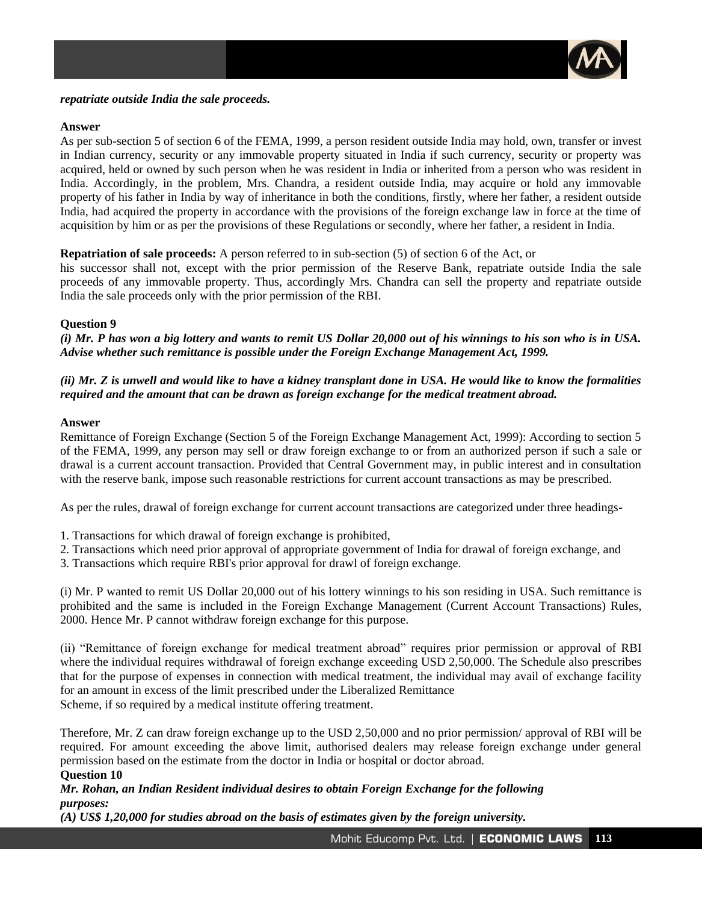***repatriate outside India the sale proceeds.***

**Answer**

As per sub-section 5 of section 6 of the FEMA, 1999, a person resident outside India may hold, own, transfer or invest in Indian currency, security or any immovable property situated in India if such currency, security or property was acquired, held or owned by such person when he was resident in India or inherited from a person who was resident in India. Accordingly, in the problem, Mrs. Chandra, a resident outside India, may acquire or hold any immovable property of his father in India by way of inheritance in both the conditions, firstly, where her father, a resident outside India, had acquired the property in accordance with the provisions of the foreign exchange law in force at the time of acquisition by him or as per the provisions of these Regulations or secondly, where her father, a resident in India.

**Repatriation of sale proceeds:** A person referred to in sub-section (5) of section 6 of the Act, or his successor shall not, except with the prior permission of the Reserve Bank, repatriate outside India the sale proceeds of any immovable property. Thus, accordingly Mrs. Chandra can sell the property and repatriate outside India the sale proceeds only with the prior permission of the RBI.

**Question 9**

***(i) Mr. P has won a big lottery and wants to remit US Dollar 20,000 out of his winnings to his son who is in USA. Advise whether such remittance is possible under the Foreign Exchange Management Act, 1999.***

***(ii) Mr. Z is unwell and would like to have a kidney transplant done in USA. He would like to know the formalities required and the amount that can be drawn as foreign exchange for the medical treatment abroad.***

**Answer**

Remittance of Foreign Exchange (Section 5 of the Foreign Exchange Management Act, 1999): According to section 5 of the FEMA, 1999, any person may sell or draw foreign exchange to or from an authorized person if such a sale or drawal is a current account transaction. Provided that Central Government may, in public interest and in consultation with the reserve bank, impose such reasonable restrictions for current account transactions as may be prescribed.

As per the rules, drawal of foreign exchange for current account transactions are categorized under three headings-

1. Transactions for which drawal of foreign exchange is prohibited,
2. Transactions which need prior approval of appropriate government of India for drawal of foreign exchange, and
3. Transactions which require RBI's prior approval for drawl of foreign exchange.

(i) Mr. P wanted to remit US Dollar 20,000 out of his lottery winnings to his son residing in USA. Such remittance is prohibited and the same is included in the Foreign Exchange Management (Current Account Transactions) Rules, 2000. Hence Mr. P cannot withdraw foreign exchange for this purpose.

(ii) "Remittance of foreign exchange for medical treatment abroad" requires prior permission or approval of RBI where the individual requires withdrawal of foreign exchange exceeding USD 2,50,000. The Schedule also prescribes that for the purpose of expenses in connection with medical treatment, the individual may avail of exchange facility for an amount in excess of the limit prescribed under the Liberalized Remittance Scheme, if so required by a medical institute offering treatment.

Therefore, Mr. Z can draw foreign exchange up to the USD 2,50,000 and no prior permission/ approval of RBI will be required. For amount exceeding the above limit, authorised dealers may release foreign exchange under general permission based on the estimate from the doctor in India or hospital or doctor abroad.

**Question 10**

***Mr. Rohan, an Indian Resident individual desires to obtain Foreign Exchange for the following purposes:***

***(A) US$ 1,20,000 for studies abroad on the basis of estimates given by the foreign university.***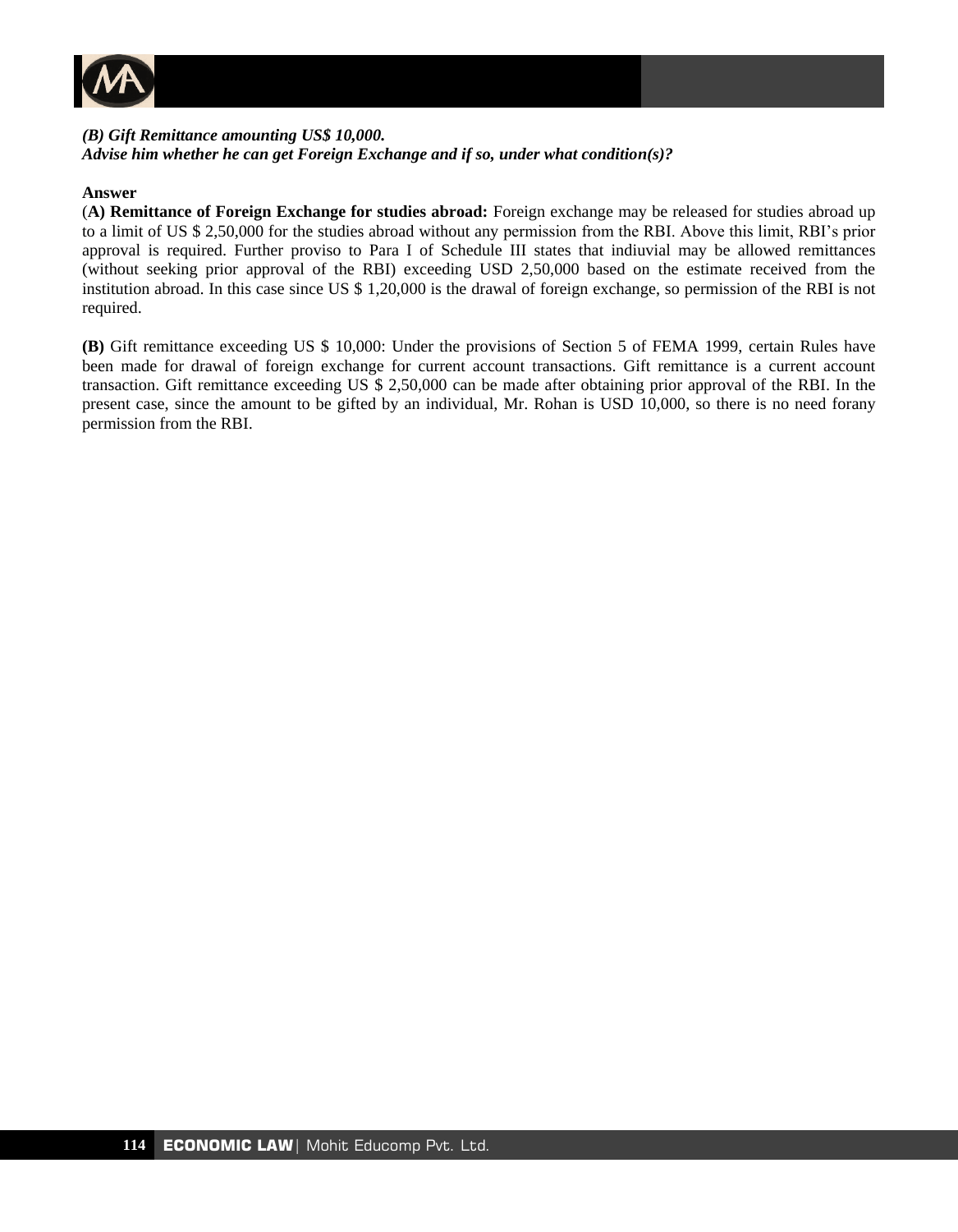***(B) Gift Remittance amounting US$ 10,000.***
***Advise him whether he can get Foreign Exchange and if so, under what condition(s)?***

**Answer**

(**A) Remittance of Foreign Exchange for studies abroad:** Foreign exchange may be released for studies abroad up to a limit of US $ 2,50,000 for the studies abroad without any permission from the RBI. Above this limit, RBI's prior approval is required. Further proviso to Para I of Schedule III states that indiuvial may be allowed remittances (without seeking prior approval of the RBI) exceeding USD 2,50,000 based on the estimate received from the institution abroad. In this case since US $ 1,20,000 is the drawal of foreign exchange, so permission of the RBI is not required.

**(B)** Gift remittance exceeding US $ 10,000: Under the provisions of Section 5 of FEMA 1999, certain Rules have been made for drawal of foreign exchange for current account transactions. Gift remittance is a current account transaction. Gift remittance exceeding US $ 2,50,000 can be made after obtaining prior approval of the RBI. In the present case, since the amount to be gifted by an individual, Mr. Rohan is USD 10,000, so there is no need forany permission from the RBI.